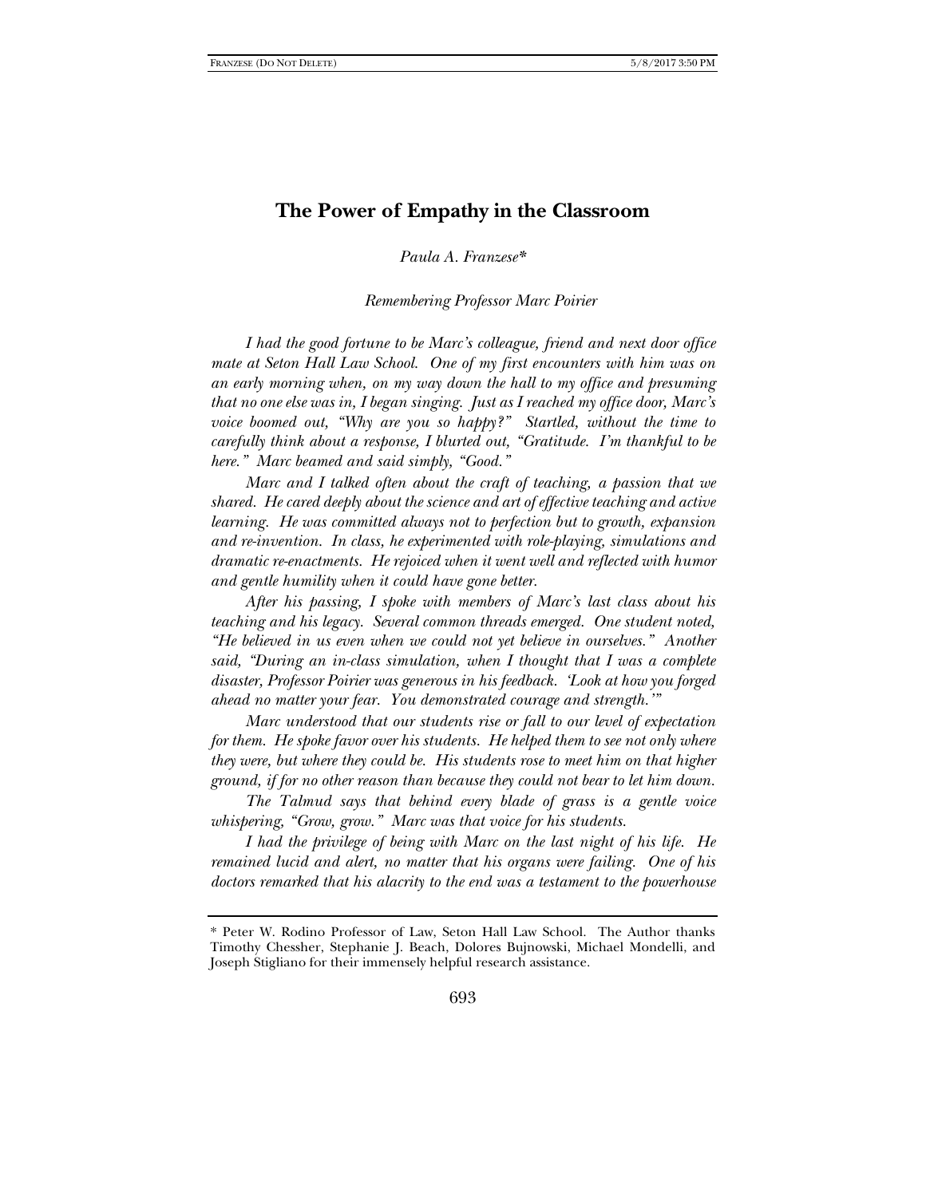# The Power of Empathy in the Classroom

*Paula A. Franzese\**

*Remembering Professor Marc Poirier*

*I had the good fortune to be Marc's colleague, friend and next door office mate at Seton Hall Law School. One of my first encounters with him was on an early morning when, on my way down the hall to my office and presuming that no one else was in, I began singing. Just as I reached my office door, Marc's voice boomed out, "Why are you so happy?" Startled, without the time to carefully think about a response, I blurted out, "Gratitude. I'm thankful to be here." Marc beamed and said simply, "Good."*

*Marc and I talked often about the craft of teaching, a passion that we shared. He cared deeply about the science and art of effective teaching and active learning. He was committed always not to perfection but to growth, expansion and re-invention. In class, he experimented with role-playing, simulations and dramatic re-enactments. He rejoiced when it went well and reflected with humor and gentle humility when it could have gone better.*

*After his passing, I spoke with members of Marc's last class about his teaching and his legacy. Several common threads emerged. One student noted, "He believed in us even when we could not yet believe in ourselves." Another said, "During an in-class simulation, when I thought that I was a complete disaster, Professor Poirier was generous in his feedback. 'Look at how you forged ahead no matter your fear. You demonstrated courage and strength.'"*

*Marc understood that our students rise or fall to our level of expectation for them. He spoke favor over his students. He helped them to see not only where they were, but where they could be. His students rose to meet him on that higher ground, if for no other reason than because they could not bear to let him down.*

*The Talmud says that behind every blade of grass is a gentle voice whispering, "Grow, grow." Marc was that voice for his students.*

*I had the privilege of being with Marc on the last night of his life. He remained lucid and alert, no matter that his organs were failing. One of his doctors remarked that his alacrity to the end was a testament to the powerhouse*

\* Peter W. Rodino Professor of Law, Seton Hall Law School. The Author thanks Timothy Chessher, Stephanie J. Beach, Dolores Bujnowski, Michael Mondelli, and Joseph Stigliano for their immensely helpful research assistance.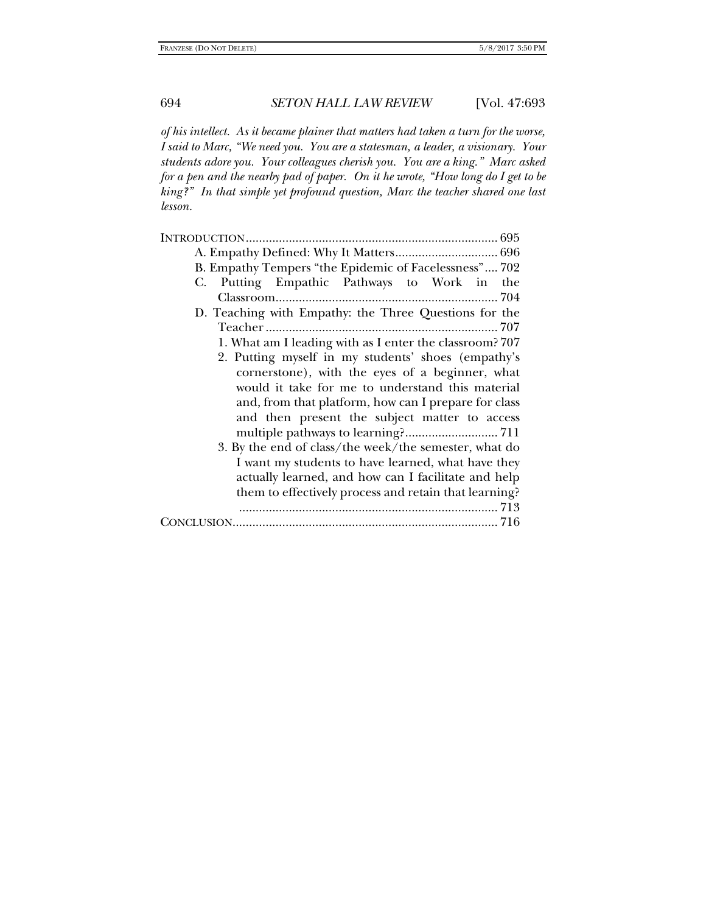*of his intellect. As it became plainer that matters had taken a turn for the worse, I said to Marc, "We need you. You are a statesman, a leader, a visionary. Your students adore you. Your colleagues cherish you. You are a king." Marc asked for a pen and the nearby pad of paper. On it he wrote, "How long do I get to be king?" In that simple yet profound question, Marc the teacher shared one last lesson.*

INTRODUCTION ........................................................................ 695
- A. Empathy Defined: Why It Matters ............................... 696
- B. Empathy Tempers "the Epidemic of Facelessness" .... 702
- C. Putting Empathic Pathways to Work in the Classroom ................................................................... 704
- D. Teaching with Empathy: the Three Questions for the Teacher ....................................................................... 707
  1. What am I leading with as I enter the classroom? 707
  2. Putting myself in my students' shoes (empathy's cornerstone), with the eyes of a beginner, what would it take for me to understand this material and, from that platform, how can I prepare for class and then present the subject matter to access multiple pathways to learning? ............................ 711
  3. By the end of class/the week/the semester, what do I want my students to have learned, what have they actually learned, and how can I facilitate and help them to effectively process and retain that learning? .............................................................................. 713

CONCLUSION ................................................................................ 716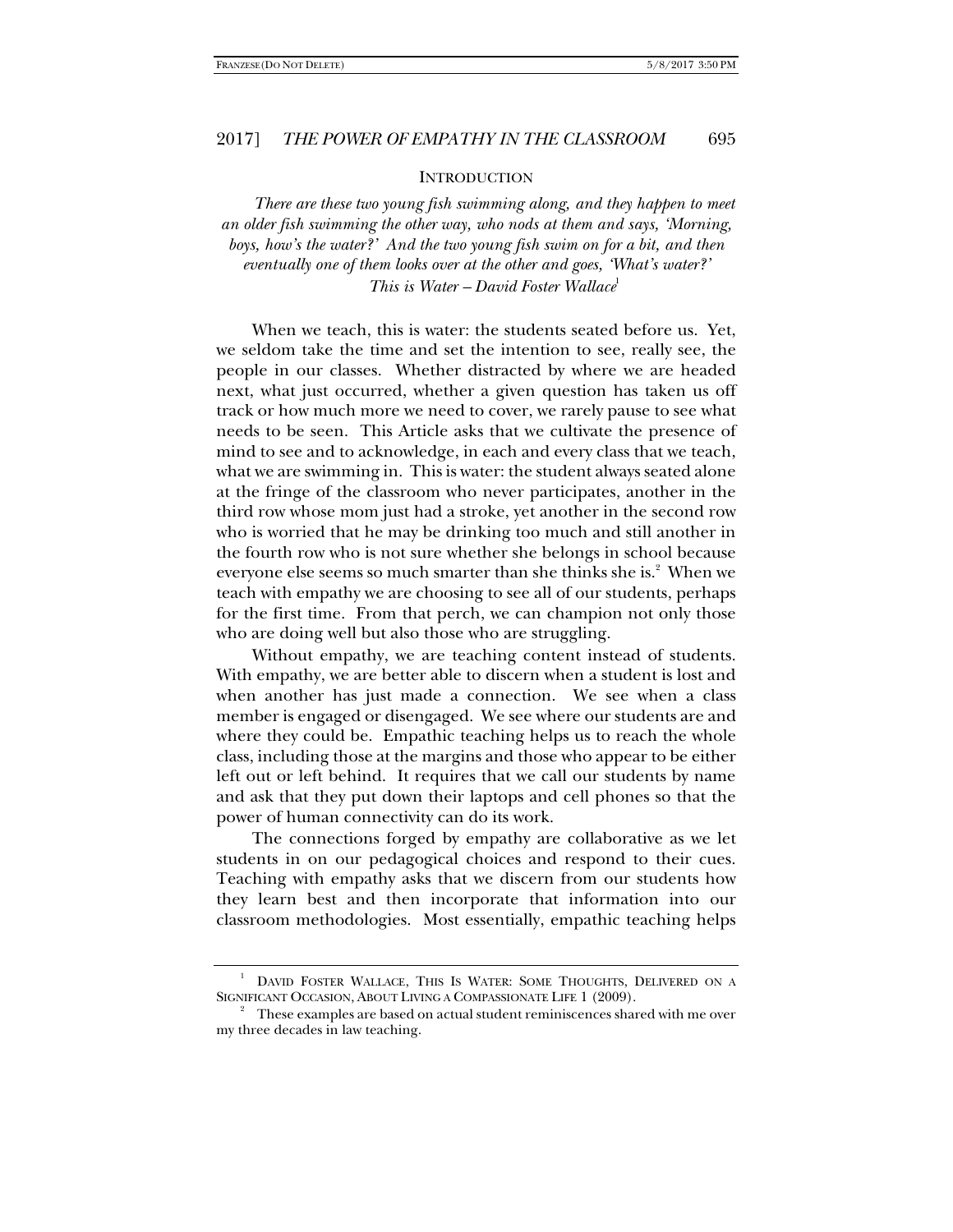## INTRODUCTION

*There are these two young fish swimming along, and they happen to meet an older fish swimming the other way, who nods at them and says, 'Morning, boys, how's the water?' And the two young fish swim on for a bit, and then eventually one of them looks over at the other and goes, 'What's water?'*
*This is Water – David Foster Wallace*[1]

When we teach, this is water: the students seated before us. Yet, we seldom take the time and set the intention to see, really see, the people in our classes. Whether distracted by where we are headed next, what just occurred, whether a given question has taken us off track or how much more we need to cover, we rarely pause to see what needs to be seen. This Article asks that we cultivate the presence of mind to see and to acknowledge, in each and every class that we teach, what we are swimming in. This is water: the student always seated alone at the fringe of the classroom who never participates, another in the third row whose mom just had a stroke, yet another in the second row who is worried that he may be drinking too much and still another in the fourth row who is not sure whether she belongs in school because everyone else seems so much smarter than she thinks she is.[2] When we teach with empathy we are choosing to see all of our students, perhaps for the first time. From that perch, we can champion not only those who are doing well but also those who are struggling.

Without empathy, we are teaching content instead of students. With empathy, we are better able to discern when a student is lost and when another has just made a connection. We see when a class member is engaged or disengaged. We see where our students are and where they could be. Empathic teaching helps us to reach the whole class, including those at the margins and those who appear to be either left out or left behind. It requires that we call our students by name and ask that they put down their laptops and cell phones so that the power of human connectivity can do its work.

The connections forged by empathy are collaborative as we let students in on our pedagogical choices and respond to their cues. Teaching with empathy asks that we discern from our students how they learn best and then incorporate that information into our classroom methodologies. Most essentially, empathic teaching helps

---

[1] DAVID FOSTER WALLACE, THIS IS WATER: SOME THOUGHTS, DELIVERED ON A SIGNIFICANT OCCASION, ABOUT LIVING A COMPASSIONATE LIFE 1 (2009).

[2] These examples are based on actual student reminiscences shared with me over my three decades in law teaching.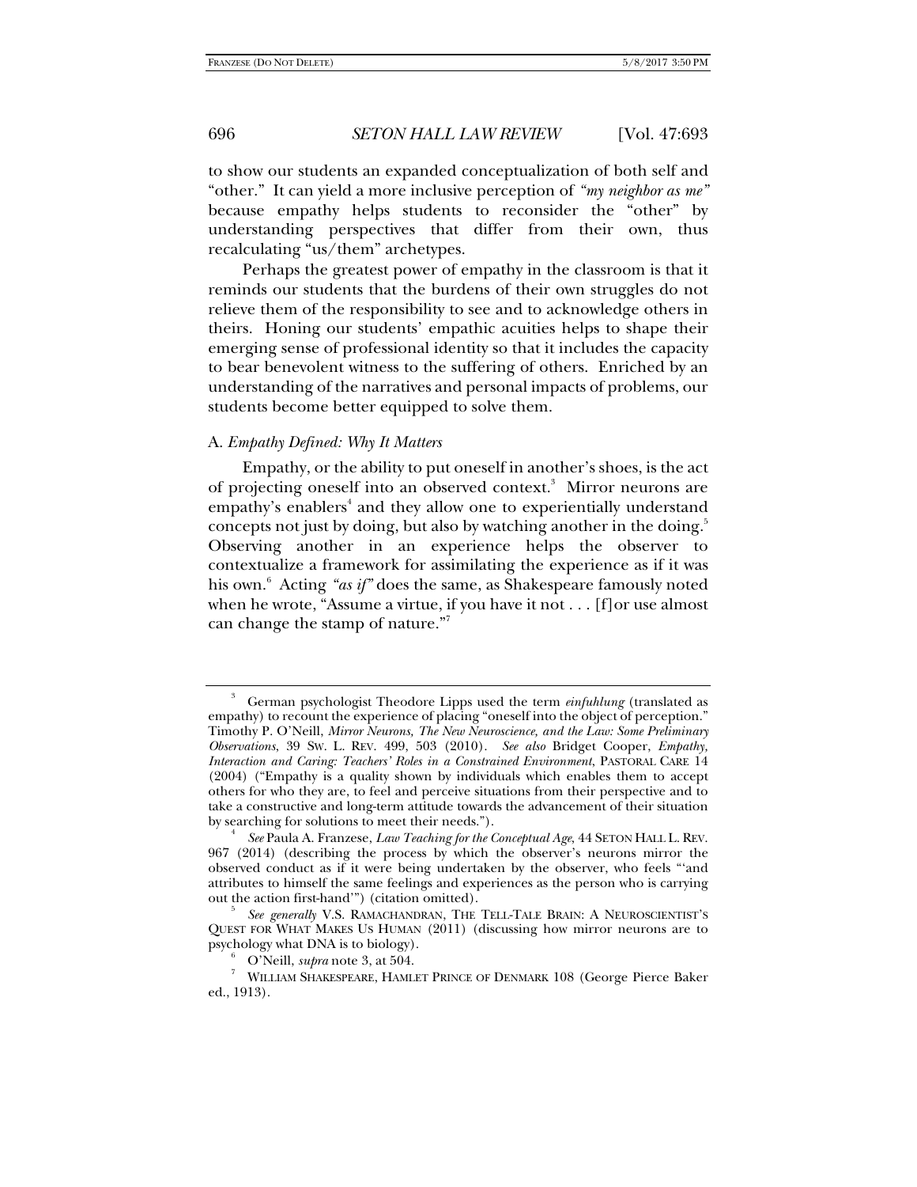to show our students an expanded conceptualization of both self and "other." It can yield a more inclusive perception of *"my neighbor as me"* because empathy helps students to reconsider the "other" by understanding perspectives that differ from their own, thus recalculating "us/them" archetypes.

Perhaps the greatest power of empathy in the classroom is that it reminds our students that the burdens of their own struggles do not relieve them of the responsibility to see and to acknowledge others in theirs. Honing our students' empathic acuities helps to shape their emerging sense of professional identity so that it includes the capacity to bear benevolent witness to the suffering of others. Enriched by an understanding of the narratives and personal impacts of problems, our students become better equipped to solve them.

### A. *Empathy Defined: Why It Matters*

Empathy, or the ability to put oneself in another's shoes, is the act of projecting oneself into an observed context.[3] Mirror neurons are empathy's enablers[4] and they allow one to experientially understand concepts not just by doing, but also by watching another in the doing.[5] Observing another in an experience helps the observer to contextualize a framework for assimilating the experience as if it was his own.[6] Acting *"as if"* does the same, as Shakespeare famously noted when he wrote, "Assume a virtue, if you have it not . . . [f]or use almost can change the stamp of nature."[7]

---

[3] German psychologist Theodore Lipps used the term *einfuhlung* (translated as empathy) to recount the experience of placing "oneself into the object of perception." Timothy P. O'Neill, *Mirror Neurons, The New Neuroscience, and the Law: Some Preliminary Observations*, 39 SW. L. REV. 499, 503 (2010). *See also* Bridget Cooper, *Empathy, Interaction and Caring: Teachers' Roles in a Constrained Environment*, PASTORAL CARE 14 (2004) ("Empathy is a quality shown by individuals which enables them to accept others for who they are, to feel and perceive situations from their perspective and to take a constructive and long-term attitude towards the advancement of their situation by searching for solutions to meet their needs.").

[4] *See* Paula A. Franzese, *Law Teaching for the Conceptual Age*, 44 SETON HALL L. REV. 967 (2014) (describing the process by which the observer's neurons mirror the observed conduct as if it were being undertaken by the observer, who feels "'and attributes to himself the same feelings and experiences as the person who is carrying out the action first-hand'") (citation omitted).

[5] *See generally* V.S. RAMACHANDRAN, THE TELL-TALE BRAIN: A NEUROSCIENTIST'S QUEST FOR WHAT MAKES US HUMAN (2011) (discussing how mirror neurons are to psychology what DNA is to biology).

[6] O'Neill, *supra* note 3, at 504.

[7] WILLIAM SHAKESPEARE, HAMLET PRINCE OF DENMARK 108 (George Pierce Baker ed., 1913).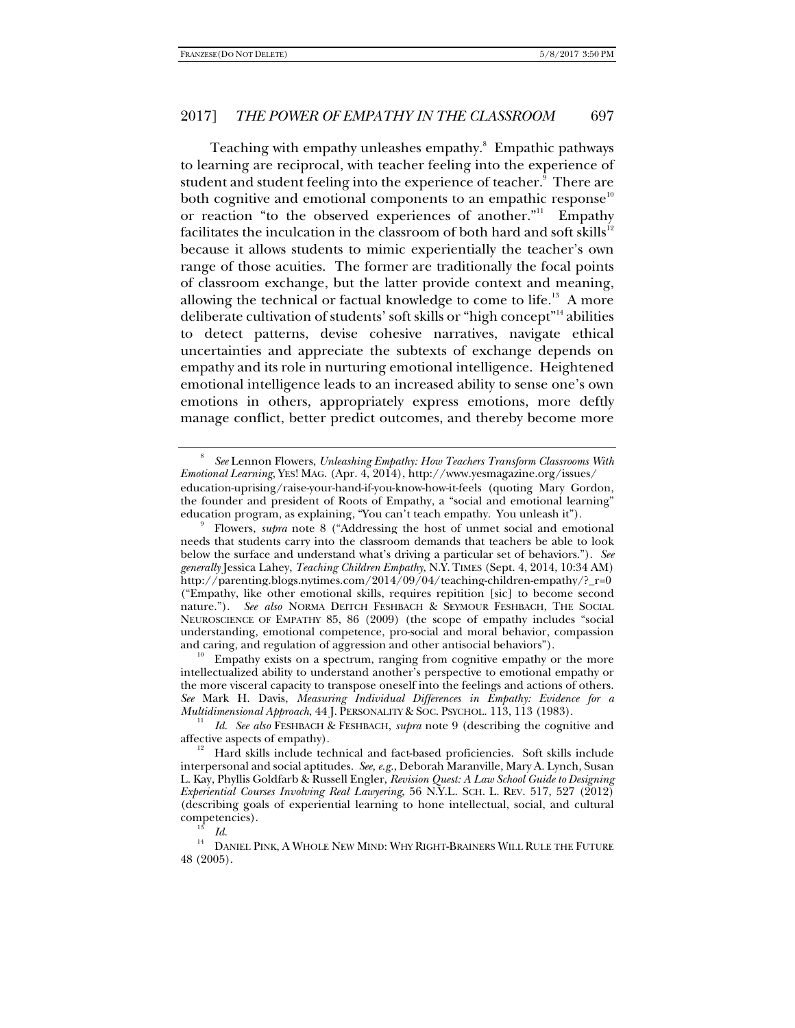Teaching with empathy unleashes empathy.[8] Empathic pathways to learning are reciprocal, with teacher feeling into the experience of student and student feeling into the experience of teacher.[9] There are both cognitive and emotional components to an empathic response[10] or reaction "to the observed experiences of another."[11] Empathy facilitates the inculcation in the classroom of both hard and soft skills[12] because it allows students to mimic experientially the teacher's own range of those acuities. The former are traditionally the focal points of classroom exchange, but the latter provide context and meaning, allowing the technical or factual knowledge to come to life.[13] A more deliberate cultivation of students' soft skills or "high concept"[14] abilities to detect patterns, devise cohesive narratives, navigate ethical uncertainties and appreciate the subtexts of exchange depends on empathy and its role in nurturing emotional intelligence. Heightened emotional intelligence leads to an increased ability to sense one's own emotions in others, appropriately express emotions, more deftly manage conflict, better predict outcomes, and thereby become more

---

[8] *See* Lennon Flowers, *Unleashing Empathy: How Teachers Transform Classrooms With Emotional Learning*, YES! MAG. (Apr. 4, 2014), http://www.yesmagazine.org/issues/education-uprising/raise-your-hand-if-you-know-how-it-feels (quoting Mary Gordon, the founder and president of Roots of Empathy, a "social and emotional learning" education program, as explaining, "You can't teach empathy. You unleash it").

[9] Flowers, *supra* note 8 ("Addressing the host of unmet social and emotional needs that students carry into the classroom demands that teachers be able to look below the surface and understand what's driving a particular set of behaviors."). *See generally* Jessica Lahey, *Teaching Children Empathy*, N.Y. TIMES (Sept. 4, 2014, 10:34 AM) http://parenting.blogs.nytimes.com/2014/09/04/teaching-children-empathy/?_r=0 ("Empathy, like other emotional skills, requires repitition [sic] to become second nature."). *See also* NORMA DEITCH FESHBACH & SEYMOUR FESHBACH, THE SOCIAL NEUROSCIENCE OF EMPATHY 85, 86 (2009) (the scope of empathy includes "social understanding, emotional competence, pro-social and moral behavior, compassion and caring, and regulation of aggression and other antisocial behaviors").

[10] Empathy exists on a spectrum, ranging from cognitive empathy or the more intellectualized ability to understand another's perspective to emotional empathy or the more visceral capacity to transpose oneself into the feelings and actions of others. *See* Mark H. Davis, *Measuring Individual Differences in Empathy: Evidence for a Multidimensional Approach*, 44 J. PERSONALITY & SOC. PSYCHOL. 113, 113 (1983).

[11] *Id. See also* FESHBACH & FESHBACH, *supra* note 9 (describing the cognitive and affective aspects of empathy).

[12] Hard skills include technical and fact-based proficiencies. Soft skills include interpersonal and social aptitudes. *See, e.g.*, Deborah Maranville, Mary A. Lynch, Susan L. Kay, Phyllis Goldfarb & Russell Engler, *Revision Quest: A Law School Guide to Designing Experiential Courses Involving Real Lawyering*, 56 N.Y.L. SCH. L. REV. 517, 527 (2012) (describing goals of experiential learning to hone intellectual, social, and cultural competencies).

[13] *Id.*

[14] DANIEL PINK, A WHOLE NEW MIND: WHY RIGHT-BRAINERS WILL RULE THE FUTURE 48 (2005).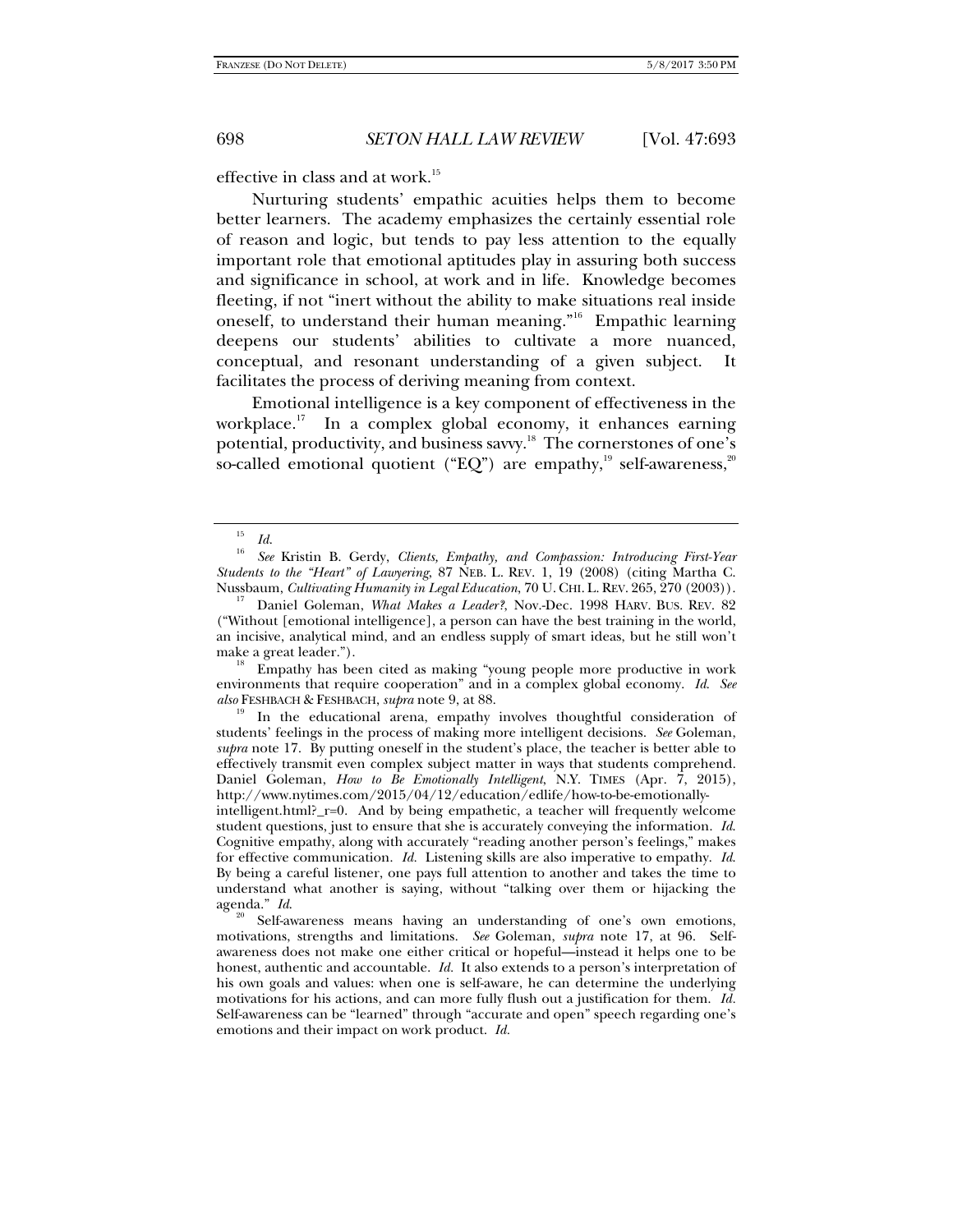effective in class and at work.[15]

Nurturing students' empathic acuities helps them to become better learners. The academy emphasizes the certainly essential role of reason and logic, but tends to pay less attention to the equally important role that emotional aptitudes play in assuring both success and significance in school, at work and in life. Knowledge becomes fleeting, if not "inert without the ability to make situations real inside oneself, to understand their human meaning."[16] Empathic learning deepens our students' abilities to cultivate a more nuanced, conceptual, and resonant understanding of a given subject. It facilitates the process of deriving meaning from context.

Emotional intelligence is a key component of effectiveness in the workplace.[17] In a complex global economy, it enhances earning potential, productivity, and business savvy.[18] The cornerstones of one's so-called emotional quotient ("EQ") are empathy,[19] self-awareness,[20]

---

[15] *Id.*

[16] *See* Kristin B. Gerdy, *Clients, Empathy, and Compassion: Introducing First-Year Students to the "Heart" of Lawyering*, 87 NEB. L. REV. 1, 19 (2008) (citing Martha C. Nussbaum, *Cultivating Humanity in Legal Education*, 70 U. CHI. L. REV. 265, 270 (2003)).

[17] Daniel Goleman, *What Makes a Leader?*, Nov.-Dec. 1998 HARV. BUS. REV. 82 ("Without [emotional intelligence], a person can have the best training in the world, an incisive, analytical mind, and an endless supply of smart ideas, but he still won't make a great leader.").

[18] Empathy has been cited as making "young people more productive in work environments that require cooperation" and in a complex global economy. *Id. See also* FESHBACH & FESHBACH, *supra* note 9, at 88.

[19] In the educational arena, empathy involves thoughtful consideration of students' feelings in the process of making more intelligent decisions. *See* Goleman, *supra* note 17. By putting oneself in the student's place, the teacher is better able to effectively transmit even complex subject matter in ways that students comprehend. Daniel Goleman, *How to Be Emotionally Intelligent*, N.Y. TIMES (Apr. 7, 2015), http://www.nytimes.com/2015/04/12/education/edlife/how-to-be-emotionally-intelligent.html?_r=0. And by being empathetic, a teacher will frequently welcome student questions, just to ensure that she is accurately conveying the information. *Id.* Cognitive empathy, along with accurately "reading another person's feelings," makes for effective communication. *Id.* Listening skills are also imperative to empathy. *Id.* By being a careful listener, one pays full attention to another and takes the time to understand what another is saying, without "talking over them or hijacking the agenda." *Id.*

[20] Self-awareness means having an understanding of one's own emotions, motivations, strengths and limitations. *See* Goleman, *supra* note 17, at 96. Self-awareness does not make one either critical or hopeful—instead it helps one to be honest, authentic and accountable. *Id.* It also extends to a person's interpretation of his own goals and values: when one is self-aware, he can determine the underlying motivations for his actions, and can more fully flush out a justification for them. *Id.* Self-awareness can be "learned" through "accurate and open" speech regarding one's emotions and their impact on work product. *Id.*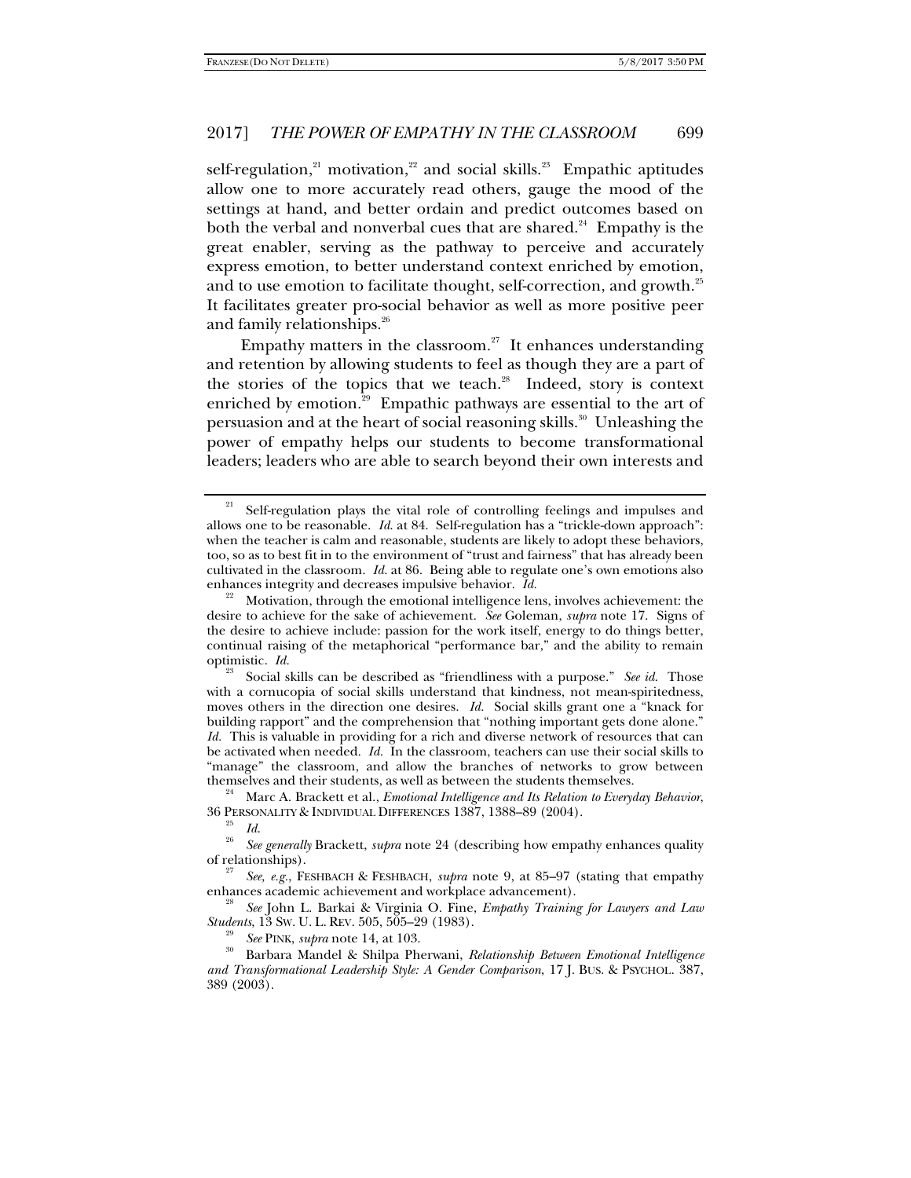self-regulation,[21] motivation,[22] and social skills.[23] Empathic aptitudes allow one to more accurately read others, gauge the mood of the settings at hand, and better ordain and predict outcomes based on both the verbal and nonverbal cues that are shared.[24] Empathy is the great enabler, serving as the pathway to perceive and accurately express emotion, to better understand context enriched by emotion, and to use emotion to facilitate thought, self-correction, and growth.[25] It facilitates greater pro-social behavior as well as more positive peer and family relationships.[26]

Empathy matters in the classroom.[27] It enhances understanding and retention by allowing students to feel as though they are a part of the stories of the topics that we teach.[28] Indeed, story is context enriched by emotion.[29] Empathic pathways are essential to the art of persuasion and at the heart of social reasoning skills.[30] Unleashing the power of empathy helps our students to become transformational leaders; leaders who are able to search beyond their own interests and

---

[21] Self-regulation plays the vital role of controlling feelings and impulses and allows one to be reasonable. *Id.* at 84. Self-regulation has a "trickle-down approach": when the teacher is calm and reasonable, students are likely to adopt these behaviors, too, so as to best fit in to the environment of "trust and fairness" that has already been cultivated in the classroom. *Id.* at 86. Being able to regulate one's own emotions also enhances integrity and decreases impulsive behavior. *Id.*

[22] Motivation, through the emotional intelligence lens, involves achievement: the desire to achieve for the sake of achievement. *See* Goleman, *supra* note 17. Signs of the desire to achieve include: passion for the work itself, energy to do things better, continual raising of the metaphorical "performance bar," and the ability to remain optimistic. *Id.*

[23] Social skills can be described as "friendliness with a purpose." *See id.* Those with a cornucopia of social skills understand that kindness, not mean-spiritedness, moves others in the direction one desires. *Id.* Social skills grant one a "knack for building rapport" and the comprehension that "nothing important gets done alone." *Id.* This is valuable in providing for a rich and diverse network of resources that can be activated when needed. *Id.* In the classroom, teachers can use their social skills to "manage" the classroom, and allow the branches of networks to grow between themselves and their students, as well as between the students themselves.

[24] Marc A. Brackett et al., *Emotional Intelligence and Its Relation to Everyday Behavior*, 36 PERSONALITY & INDIVIDUAL DIFFERENCES 1387, 1388–89 (2004).

[25] *Id.*

[26] *See generally* Brackett, *supra* note 24 (describing how empathy enhances quality of relationships).

[27] *See, e.g.*, FESHBACH & FESHBACH, *supra* note 9, at 85–97 (stating that empathy enhances academic achievement and workplace advancement).

[28] *See* John L. Barkai & Virginia O. Fine, *Empathy Training for Lawyers and Law Students*, 13 SW. U. L. REV. 505, 505–29 (1983).

[29] *See* PINK, *supra* note 14, at 103.

[30] Barbara Mandel & Shilpa Pherwani, *Relationship Between Emotional Intelligence and Transformational Leadership Style: A Gender Comparison*, 17 J. BUS. & PSYCHOL. 387, 389 (2003).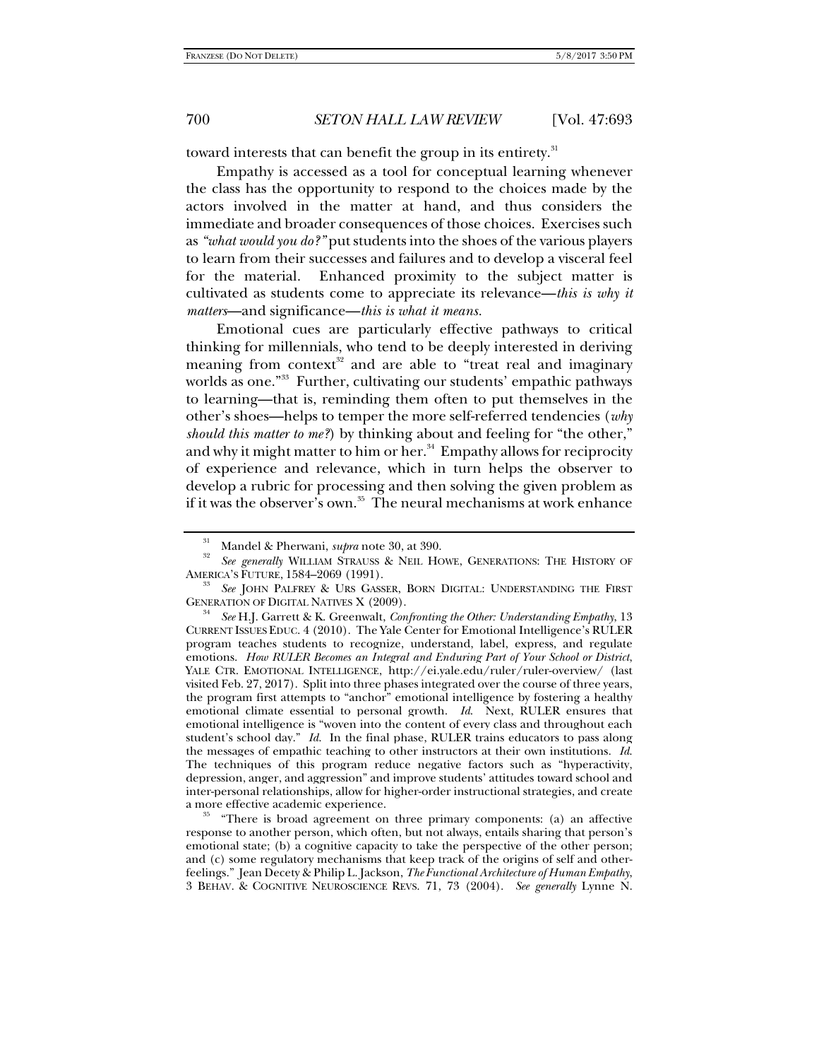toward interests that can benefit the group in its entirety.[31]

Empathy is accessed as a tool for conceptual learning whenever the class has the opportunity to respond to the choices made by the actors involved in the matter at hand, and thus considers the immediate and broader consequences of those choices. Exercises such as *"what would you do?"* put students into the shoes of the various players to learn from their successes and failures and to develop a visceral feel for the material. Enhanced proximity to the subject matter is cultivated as students come to appreciate its relevance—*this is why it matters*—and significance—*this is what it means.*

Emotional cues are particularly effective pathways to critical thinking for millennials, who tend to be deeply interested in deriving meaning from context[32] and are able to "treat real and imaginary worlds as one."[33] Further, cultivating our students' empathic pathways to learning—that is, reminding them often to put themselves in the other's shoes—helps to temper the more self-referred tendencies (*why should this matter to me?*) by thinking about and feeling for "the other," and why it might matter to him or her.[34] Empathy allows for reciprocity of experience and relevance, which in turn helps the observer to develop a rubric for processing and then solving the given problem as if it was the observer's own.[35] The neural mechanisms at work enhance

---

[31] Mandel & Pherwani, *supra* note 30, at 390.

[32] *See generally* WILLIAM STRAUSS & NEIL HOWE, GENERATIONS: THE HISTORY OF AMERICA'S FUTURE, 1584–2069 (1991).

[33] *See* JOHN PALFREY & URS GASSER, BORN DIGITAL: UNDERSTANDING THE FIRST GENERATION OF DIGITAL NATIVES X (2009).

[34] *See* H.J. Garrett & K. Greenwalt, *Confronting the Other: Understanding Empathy*, 13 CURRENT ISSUES EDUC. 4 (2010). The Yale Center for Emotional Intelligence's RULER program teaches students to recognize, understand, label, express, and regulate emotions. *How RULER Becomes an Integral and Enduring Part of Your School or District*, YALE CTR. EMOTIONAL INTELLIGENCE, http://ei.yale.edu/ruler/ruler-overview/ (last visited Feb. 27, 2017). Split into three phases integrated over the course of three years, the program first attempts to "anchor" emotional intelligence by fostering a healthy emotional climate essential to personal growth. *Id.* Next, RULER ensures that emotional intelligence is "woven into the content of every class and throughout each student's school day." *Id.* In the final phase, RULER trains educators to pass along the messages of empathic teaching to other instructors at their own institutions. *Id.* The techniques of this program reduce negative factors such as "hyperactivity, depression, anger, and aggression" and improve students' attitudes toward school and inter-personal relationships, allow for higher-order instructional strategies, and create a more effective academic experience.

[35] "There is broad agreement on three primary components: (a) an affective response to another person, which often, but not always, entails sharing that person's emotional state; (b) a cognitive capacity to take the perspective of the other person; and (c) some regulatory mechanisms that keep track of the origins of self and other-feelings." Jean Decety & Philip L. Jackson, *The Functional Architecture of Human Empathy*, 3 BEHAV. & COGNITIVE NEUROSCIENCE REVS. 71, 73 (2004). *See generally* Lynne N.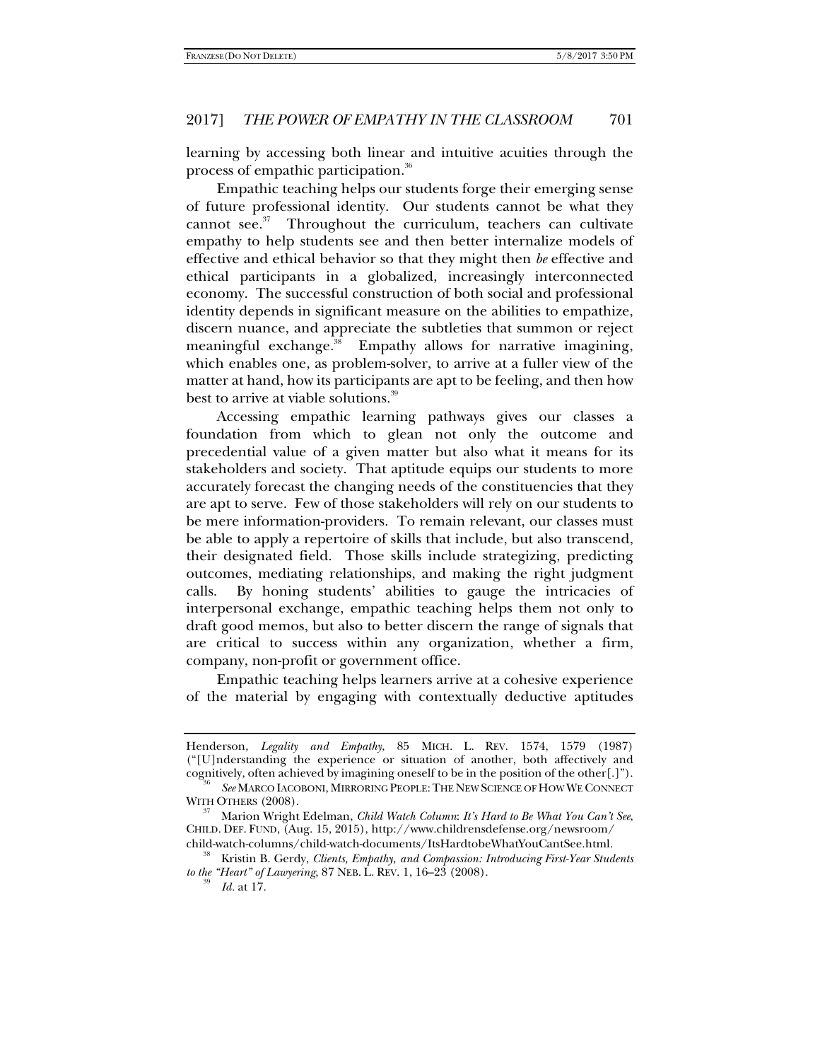learning by accessing both linear and intuitive acuities through the process of empathic participation.[36]

Empathic teaching helps our students forge their emerging sense of future professional identity. Our students cannot be what they cannot see.[37] Throughout the curriculum, teachers can cultivate empathy to help students see and then better internalize models of effective and ethical behavior so that they might then *be* effective and ethical participants in a globalized, increasingly interconnected economy. The successful construction of both social and professional identity depends in significant measure on the abilities to empathize, discern nuance, and appreciate the subtleties that summon or reject meaningful exchange.[38] Empathy allows for narrative imagining, which enables one, as problem-solver, to arrive at a fuller view of the matter at hand, how its participants are apt to be feeling, and then how best to arrive at viable solutions.[39]

Accessing empathic learning pathways gives our classes a foundation from which to glean not only the outcome and precedential value of a given matter but also what it means for its stakeholders and society. That aptitude equips our students to more accurately forecast the changing needs of the constituencies that they are apt to serve. Few of those stakeholders will rely on our students to be mere information-providers. To remain relevant, our classes must be able to apply a repertoire of skills that include, but also transcend, their designated field. Those skills include strategizing, predicting outcomes, mediating relationships, and making the right judgment calls. By honing students' abilities to gauge the intricacies of interpersonal exchange, empathic teaching helps them not only to draft good memos, but also to better discern the range of signals that are critical to success within any organization, whether a firm, company, non-profit or government office.

Empathic teaching helps learners arrive at a cohesive experience of the material by engaging with contextually deductive aptitudes

---

Henderson, *Legality and Empathy*, 85 MICH. L. REV. 1574, 1579 (1987) ("[U]nderstanding the experience or situation of another, both affectively and cognitively, often achieved by imagining oneself to be in the position of the other[.]").

[36] *See* MARCO IACOBONI, MIRRORING PEOPLE: THE NEW SCIENCE OF HOW WE CONNECT WITH OTHERS (2008).

[37] Marion Wright Edelman, *Child Watch Column*: *It's Hard to Be What You Can't See*, CHILD. DEF. FUND, (Aug. 15, 2015), http://www.childrensdefense.org/newsroom/child-watch-columns/child-watch-documents/ItsHardtobeWhatYouCantSee.html.

[38] Kristin B. Gerdy, *Clients, Empathy, and Compassion: Introducing First-Year Students to the "Heart" of Lawyering*, 87 NEB. L. REV. 1, 16–23 (2008).

[39] *Id.* at 17.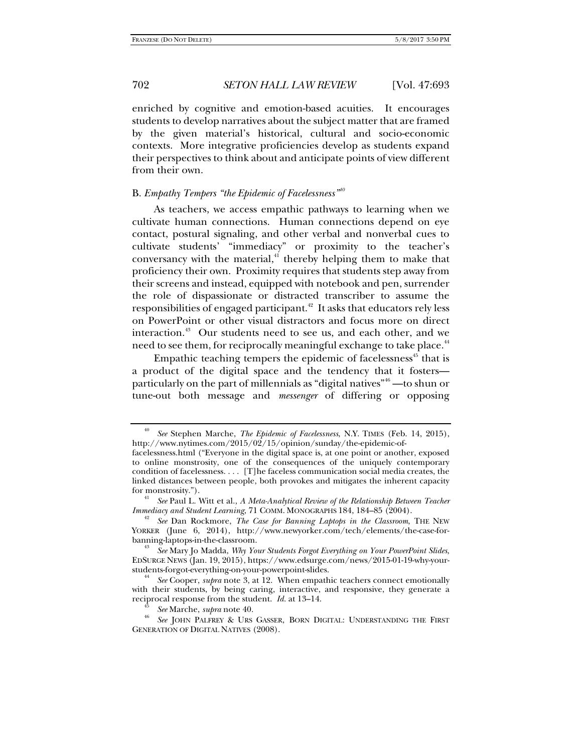enriched by cognitive and emotion-based acuities. It encourages students to develop narratives about the subject matter that are framed by the given material's historical, cultural and socio-economic contexts. More integrative proficiencies develop as students expand their perspectives to think about and anticipate points of view different from their own.

### B. *Empathy Tempers "the Epidemic of Facelessness"*[40]

As teachers, we access empathic pathways to learning when we cultivate human connections. Human connections depend on eye contact, postural signaling, and other verbal and nonverbal cues to cultivate students' "immediacy" or proximity to the teacher's conversancy with the material,[41] thereby helping them to make that proficiency their own. Proximity requires that students step away from their screens and instead, equipped with notebook and pen, surrender the role of dispassionate or distracted transcriber to assume the responsibilities of engaged participant.[42] It asks that educators rely less on PowerPoint or other visual distractors and focus more on direct interaction.[43] Our students need to see us, and each other, and we need to see them, for reciprocally meaningful exchange to take place.[44]

Empathic teaching tempers the epidemic of facelessness[45] that is a product of the digital space and the tendency that it fosters—particularly on the part of millennials as "digital natives"[46]—to shun or tune-out both message and *messenger* of differing or opposing

---

[40] *See* Stephen Marche, *The Epidemic of Facelessness*, N.Y. TIMES (Feb. 14, 2015), http://www.nytimes.com/2015/02/15/opinion/sunday/the-epidemic-of-facelessness.html ("Everyone in the digital space is, at one point or another, exposed to online monstrosity, one of the consequences of the uniquely contemporary condition of facelessness. . . . [T]he faceless communication social media creates, the linked distances between people, both provokes and mitigates the inherent capacity for monstrosity.").

[41] *See* Paul L. Witt et al., *A Meta-Analytical Review of the Relationship Between Teacher Immediacy and Student Learning*, 71 COMM. MONOGRAPHS 184, 184–85 (2004).

[42] *See* Dan Rockmore, *The Case for Banning Laptops in the Classroom*, THE NEW YORKER (June 6, 2014), http://www.newyorker.com/tech/elements/the-case-for-banning-laptops-in-the-classroom.

[43] *See* Mary Jo Madda, *Why Your Students Forgot Everything on Your PowerPoint Slides*, EDSURGE NEWS (Jan. 19, 2015), https://www.edsurge.com/news/2015-01-19-why-your-students-forgot-everything-on-your-powerpoint-slides.

[44] *See* Cooper, *supra* note 3, at 12. When empathic teachers connect emotionally with their students, by being caring, interactive, and responsive, they generate a reciprocal response from the student. *Id.* at 13–14.

[45] *See* Marche, *supra* note 40.

[46] *See* JOHN PALFREY & URS GASSER, BORN DIGITAL: UNDERSTANDING THE FIRST GENERATION OF DIGITAL NATIVES (2008).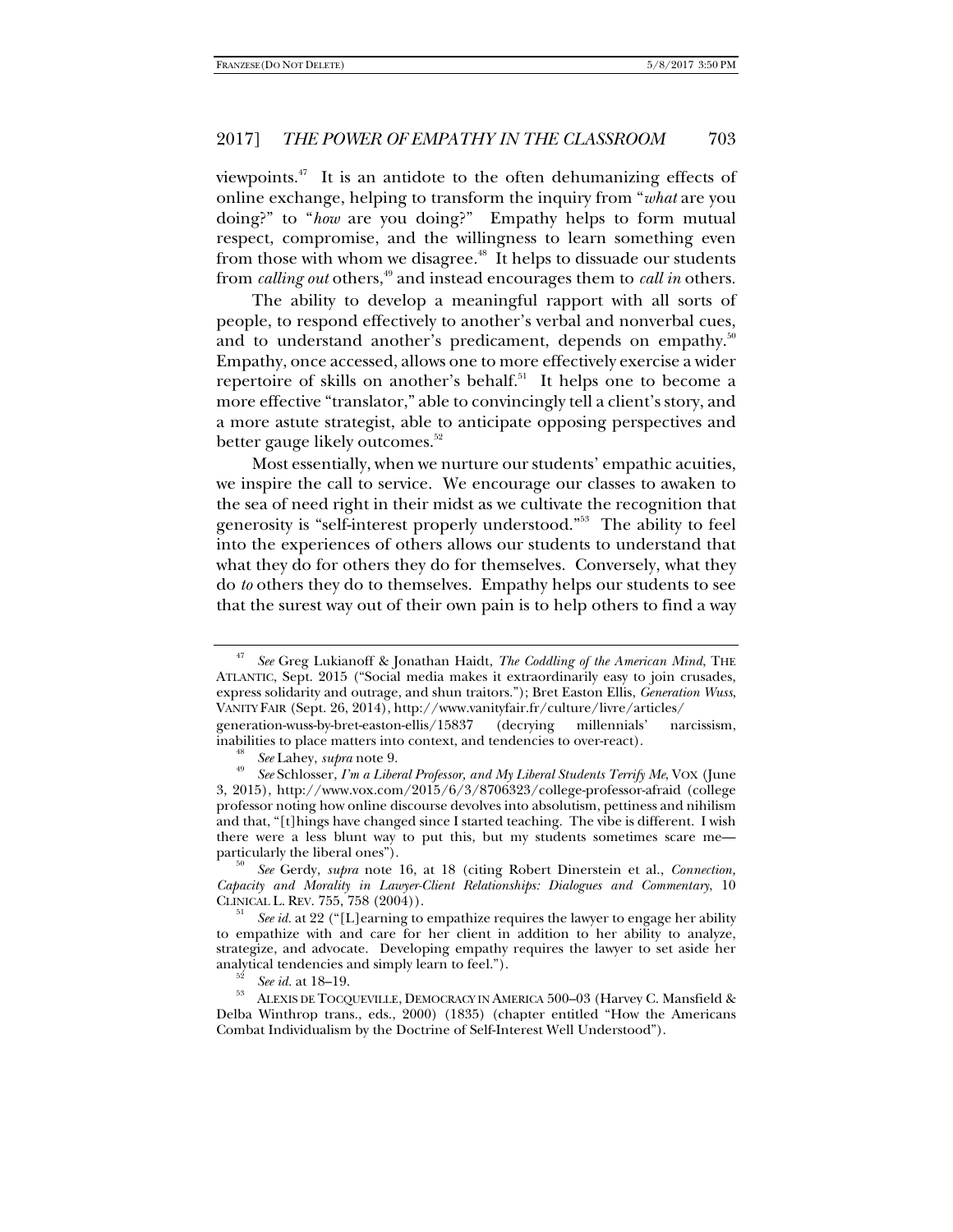viewpoints.[47] It is an antidote to the often dehumanizing effects of online exchange, helping to transform the inquiry from "*what* are you doing?" to "*how* are you doing?" Empathy helps to form mutual respect, compromise, and the willingness to learn something even from those with whom we disagree.[48] It helps to dissuade our students from *calling out* others,[49] and instead encourages them to *call in* others.

The ability to develop a meaningful rapport with all sorts of people, to respond effectively to another's verbal and nonverbal cues, and to understand another's predicament, depends on empathy.[50] Empathy, once accessed, allows one to more effectively exercise a wider repertoire of skills on another's behalf.[51] It helps one to become a more effective "translator," able to convincingly tell a client's story, and a more astute strategist, able to anticipate opposing perspectives and better gauge likely outcomes.[52]

Most essentially, when we nurture our students' empathic acuities, we inspire the call to service. We encourage our classes to awaken to the sea of need right in their midst as we cultivate the recognition that generosity is "self-interest properly understood."[53] The ability to feel into the experiences of others allows our students to understand that what they do for others they do for themselves. Conversely, what they do *to* others they do to themselves. Empathy helps our students to see that the surest way out of their own pain is to help others to find a way

---

[47] *See* Greg Lukianoff & Jonathan Haidt, *The Coddling of the American Mind*, THE ATLANTIC, Sept. 2015 ("Social media makes it extraordinarily easy to join crusades, express solidarity and outrage, and shun traitors."); Bret Easton Ellis, *Generation Wuss*, VANITY FAIR (Sept. 26, 2014), http://www.vanityfair.fr/culture/livre/articles/generation-wuss-by-bret-easton-ellis/15837 (decrying millennials' narcissism, inabilities to place matters into context, and tendencies to over-react).

[48] *See* Lahey, *supra* note 9.

[49] *See* Schlosser, *I'm a Liberal Professor, and My Liberal Students Terrify Me*, VOX (June 3, 2015), http://www.vox.com/2015/6/3/8706323/college-professor-afraid (college professor noting how online discourse devolves into absolutism, pettiness and nihilism and that, "[t]hings have changed since I started teaching. The vibe is different. I wish there were a less blunt way to put this, but my students sometimes scare me—particularly the liberal ones").

[50] *See* Gerdy, *supra* note 16, at 18 (citing Robert Dinerstein et al., *Connection, Capacity and Morality in Lawyer-Client Relationships: Dialogues and Commentary*, 10 CLINICAL L. REV. 755, 758 (2004)).

[51] *See id.* at 22 ("[L]earning to empathize requires the lawyer to engage her ability to empathize with and care for her client in addition to her ability to analyze, strategize, and advocate. Developing empathy requires the lawyer to set aside her analytical tendencies and simply learn to feel.").

[52] *See id.* at 18–19.

[53] ALEXIS DE TOCQUEVILLE, DEMOCRACY IN AMERICA 500–03 (Harvey C. Mansfield & Delba Winthrop trans., eds., 2000) (1835) (chapter entitled "How the Americans Combat Individualism by the Doctrine of Self-Interest Well Understood").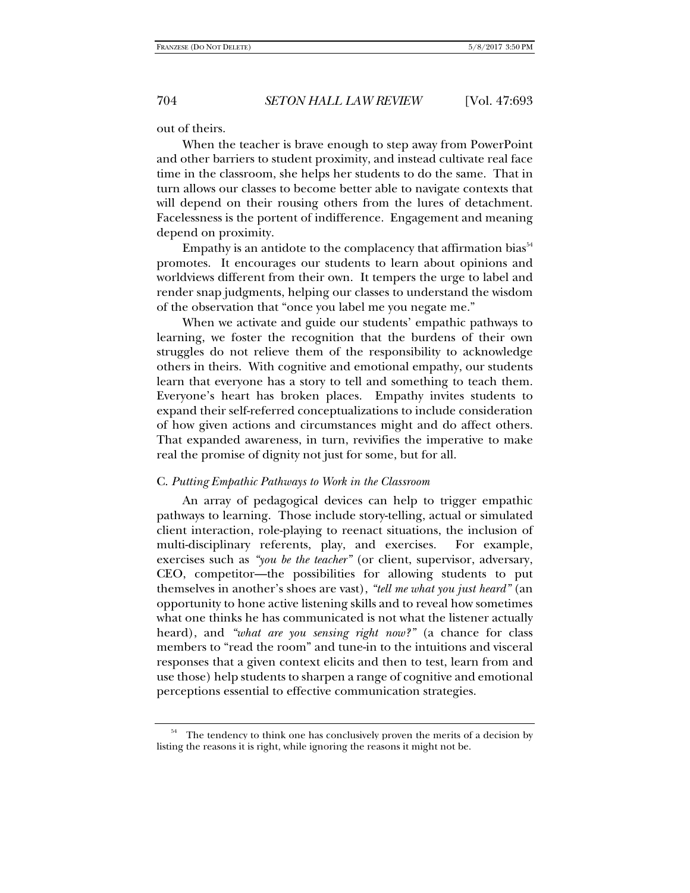out of theirs.

When the teacher is brave enough to step away from PowerPoint and other barriers to student proximity, and instead cultivate real face time in the classroom, she helps her students to do the same. That in turn allows our classes to become better able to navigate contexts that will depend on their rousing others from the lures of detachment. Facelessness is the portent of indifference. Engagement and meaning depend on proximity.

Empathy is an antidote to the complacency that affirmation bias[54] promotes. It encourages our students to learn about opinions and worldviews different from their own. It tempers the urge to label and render snap judgments, helping our classes to understand the wisdom of the observation that "once you label me you negate me."

When we activate and guide our students' empathic pathways to learning, we foster the recognition that the burdens of their own struggles do not relieve them of the responsibility to acknowledge others in theirs. With cognitive and emotional empathy, our students learn that everyone has a story to tell and something to teach them. Everyone's heart has broken places. Empathy invites students to expand their self-referred conceptualizations to include consideration of how given actions and circumstances might and do affect others. That expanded awareness, in turn, revivifies the imperative to make real the promise of dignity not just for some, but for all.

### C. *Putting Empathic Pathways to Work in the Classroom*

An array of pedagogical devices can help to trigger empathic pathways to learning. Those include story-telling, actual or simulated client interaction, role-playing to reenact situations, the inclusion of multi-disciplinary referents, play, and exercises. For example, exercises such as *"you be the teacher"* (or client, supervisor, adversary, CEO, competitor—the possibilities for allowing students to put themselves in another's shoes are vast), *"tell me what you just heard"* (an opportunity to hone active listening skills and to reveal how sometimes what one thinks he has communicated is not what the listener actually heard), and *"what are you sensing right now?"* (a chance for class members to "read the room" and tune-in to the intuitions and visceral responses that a given context elicits and then to test, learn from and use those) help students to sharpen a range of cognitive and emotional perceptions essential to effective communication strategies.

---

[54] The tendency to think one has conclusively proven the merits of a decision by listing the reasons it is right, while ignoring the reasons it might not be.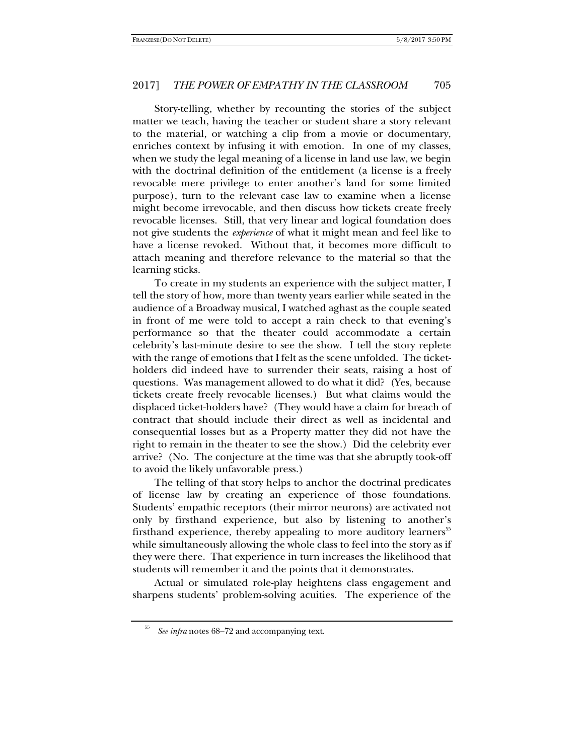Story-telling, whether by recounting the stories of the subject matter we teach, having the teacher or student share a story relevant to the material, or watching a clip from a movie or documentary, enriches context by infusing it with emotion. In one of my classes, when we study the legal meaning of a license in land use law, we begin with the doctrinal definition of the entitlement (a license is a freely revocable mere privilege to enter another's land for some limited purpose), turn to the relevant case law to examine when a license might become irrevocable, and then discuss how tickets create freely revocable licenses. Still, that very linear and logical foundation does not give students the *experience* of what it might mean and feel like to have a license revoked. Without that, it becomes more difficult to attach meaning and therefore relevance to the material so that the learning sticks.

To create in my students an experience with the subject matter, I tell the story of how, more than twenty years earlier while seated in the audience of a Broadway musical, I watched aghast as the couple seated in front of me were told to accept a rain check to that evening's performance so that the theater could accommodate a certain celebrity's last-minute desire to see the show. I tell the story replete with the range of emotions that I felt as the scene unfolded. The ticket-holders did indeed have to surrender their seats, raising a host of questions. Was management allowed to do what it did? (Yes, because tickets create freely revocable licenses.) But what claims would the displaced ticket-holders have? (They would have a claim for breach of contract that should include their direct as well as incidental and consequential losses but as a Property matter they did not have the right to remain in the theater to see the show.) Did the celebrity ever arrive? (No. The conjecture at the time was that she abruptly took-off to avoid the likely unfavorable press.)

The telling of that story helps to anchor the doctrinal predicates of license law by creating an experience of those foundations. Students' empathic receptors (their mirror neurons) are activated not only by firsthand experience, but also by listening to another's firsthand experience, thereby appealing to more auditory learners[55] while simultaneously allowing the whole class to feel into the story as if they were there. That experience in turn increases the likelihood that students will remember it and the points that it demonstrates.

Actual or simulated role-play heightens class engagement and sharpens students' problem-solving acuities. The experience of the

---

[55] *See infra* notes 68–72 and accompanying text.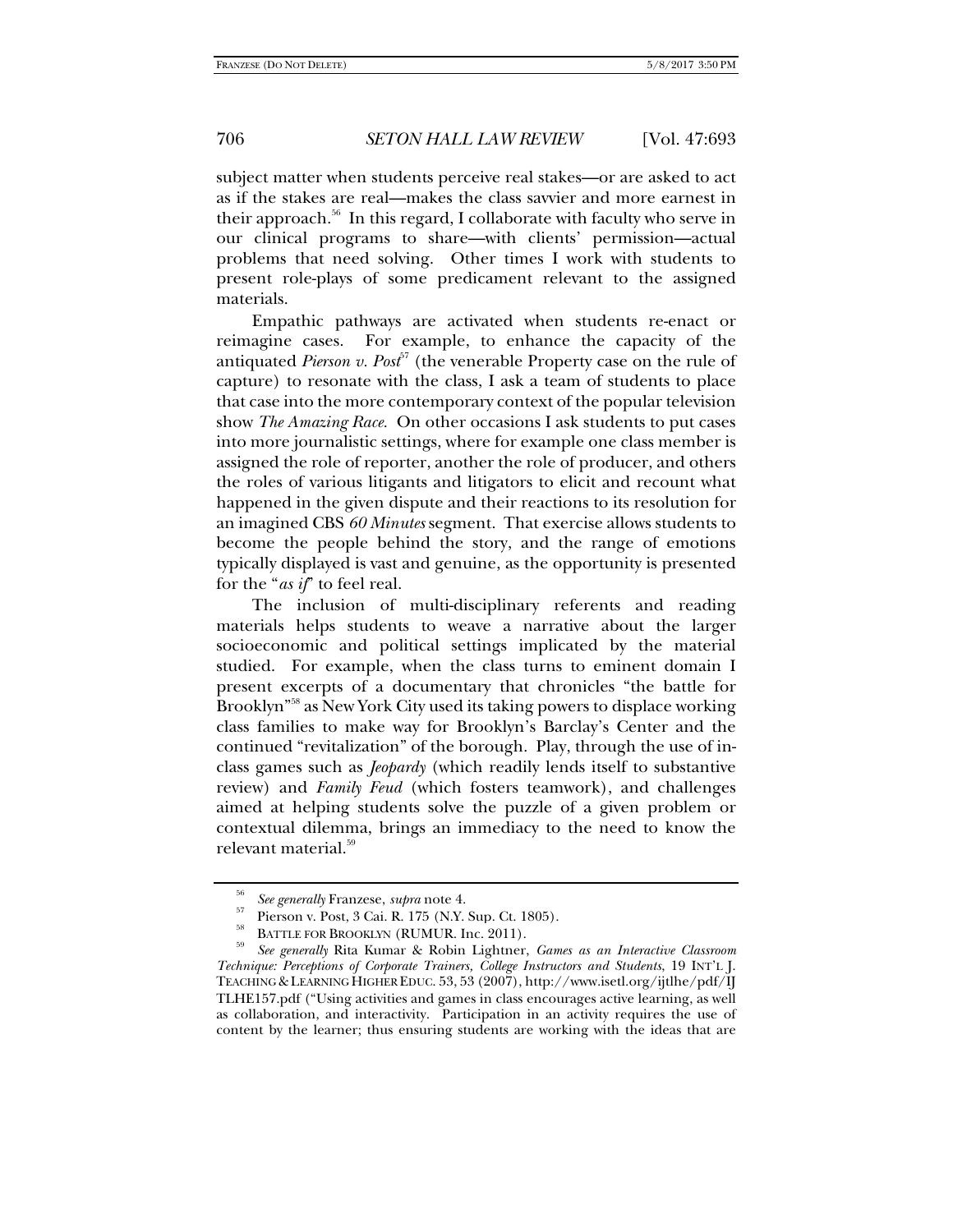subject matter when students perceive real stakes—or are asked to act as if the stakes are real—makes the class savvier and more earnest in their approach.[56] In this regard, I collaborate with faculty who serve in our clinical programs to share—with clients' permission—actual problems that need solving. Other times I work with students to present role-plays of some predicament relevant to the assigned materials.

Empathic pathways are activated when students re-enact or reimagine cases. For example, to enhance the capacity of the antiquated *Pierson v. Post*[57] (the venerable Property case on the rule of capture) to resonate with the class, I ask a team of students to place that case into the more contemporary context of the popular television show *The Amazing Race*. On other occasions I ask students to put cases into more journalistic settings, where for example one class member is assigned the role of reporter, another the role of producer, and others the roles of various litigants and litigators to elicit and recount what happened in the given dispute and their reactions to its resolution for an imagined CBS *60 Minutes* segment. That exercise allows students to become the people behind the story, and the range of emotions typically displayed is vast and genuine, as the opportunity is presented for the "*as if*" to feel real.

The inclusion of multi-disciplinary referents and reading materials helps students to weave a narrative about the larger socioeconomic and political settings implicated by the material studied. For example, when the class turns to eminent domain I present excerpts of a documentary that chronicles "the battle for Brooklyn"[58] as New York City used its taking powers to displace working class families to make way for Brooklyn's Barclay's Center and the continued "revitalization" of the borough. Play, through the use of in-class games such as *Jeopardy* (which readily lends itself to substantive review) and *Family Feud* (which fosters teamwork), and challenges aimed at helping students solve the puzzle of a given problem or contextual dilemma, brings an immediacy to the need to know the relevant material.[59]

---

[56] *See generally* Franzese, *supra* note 4.

[57] Pierson v. Post, 3 Cai. R. 175 (N.Y. Sup. Ct. 1805).

[58] BATTLE FOR BROOKLYN (RUMUR. Inc. 2011).

[59] *See generally* Rita Kumar & Robin Lightner, *Games as an Interactive Classroom Technique: Perceptions of Corporate Trainers, College Instructors and Students*, 19 INT'L J. TEACHING & LEARNING HIGHER EDUC. 53, 53 (2007), http://www.isetl.org/ijtlhe/pdf/IJTLHE157.pdf ("Using activities and games in class encourages active learning, as well as collaboration, and interactivity. Participation in an activity requires the use of content by the learner; thus ensuring students are working with the ideas that are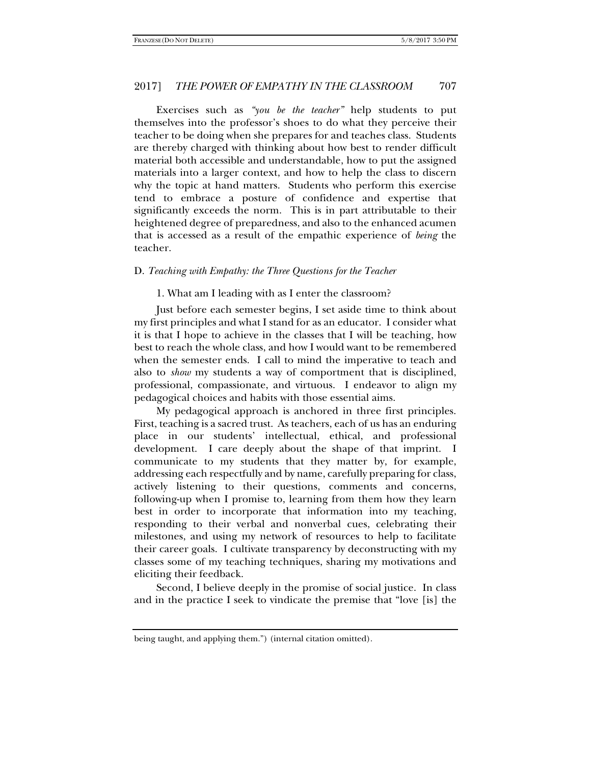Exercises such as *"you be the teacher"* help students to put themselves into the professor's shoes to do what they perceive their teacher to be doing when she prepares for and teaches class. Students are thereby charged with thinking about how best to render difficult material both accessible and understandable, how to put the assigned materials into a larger context, and how to help the class to discern why the topic at hand matters. Students who perform this exercise tend to embrace a posture of confidence and expertise that significantly exceeds the norm. This is in part attributable to their heightened degree of preparedness, and also to the enhanced acumen that is accessed as a result of the empathic experience of *being* the teacher.

### D. *Teaching with Empathy: the Three Questions for the Teacher*

1. What am I leading with as I enter the classroom?

Just before each semester begins, I set aside time to think about my first principles and what I stand for as an educator. I consider what it is that I hope to achieve in the classes that I will be teaching, how best to reach the whole class, and how I would want to be remembered when the semester ends. I call to mind the imperative to teach and also to *show* my students a way of comportment that is disciplined, professional, compassionate, and virtuous. I endeavor to align my pedagogical choices and habits with those essential aims.

My pedagogical approach is anchored in three first principles. First, teaching is a sacred trust. As teachers, each of us has an enduring place in our students' intellectual, ethical, and professional development. I care deeply about the shape of that imprint. I communicate to my students that they matter by, for example, addressing each respectfully and by name, carefully preparing for class, actively listening to their questions, comments and concerns, following-up when I promise to, learning from them how they learn best in order to incorporate that information into my teaching, responding to their verbal and nonverbal cues, celebrating their milestones, and using my network of resources to help to facilitate their career goals. I cultivate transparency by deconstructing with my classes some of my teaching techniques, sharing my motivations and eliciting their feedback.

Second, I believe deeply in the promise of social justice. In class and in the practice I seek to vindicate the premise that "love [is] the

---

being taught, and applying them.") (internal citation omitted).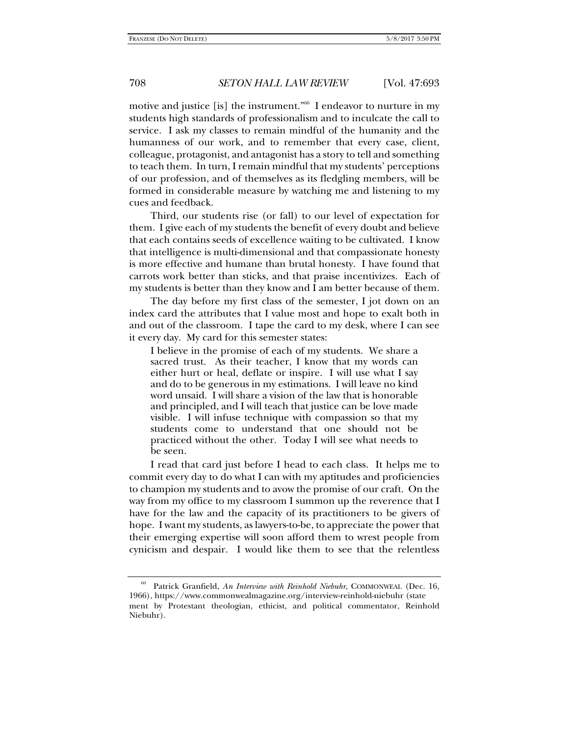motive and justice [is] the instrument."[60] I endeavor to nurture in my students high standards of professionalism and to inculcate the call to service. I ask my classes to remain mindful of the humanity and the humanness of our work, and to remember that every case, client, colleague, protagonist, and antagonist has a story to tell and something to teach them. In turn, I remain mindful that my students' perceptions of our profession, and of themselves as its fledgling members, will be formed in considerable measure by watching me and listening to my cues and feedback.

Third, our students rise (or fall) to our level of expectation for them. I give each of my students the benefit of every doubt and believe that each contains seeds of excellence waiting to be cultivated. I know that intelligence is multi-dimensional and that compassionate honesty is more effective and humane than brutal honesty. I have found that carrots work better than sticks, and that praise incentivizes. Each of my students is better than they know and I am better because of them.

The day before my first class of the semester, I jot down on an index card the attributes that I value most and hope to exalt both in and out of the classroom. I tape the card to my desk, where I can see it every day. My card for this semester states:

> I believe in the promise of each of my students. We share a sacred trust. As their teacher, I know that my words can either hurt or heal, deflate or inspire. I will use what I say and do to be generous in my estimations. I will leave no kind word unsaid. I will share a vision of the law that is honorable and principled, and I will teach that justice can be love made visible. I will infuse technique with compassion so that my students come to understand that one should not be practiced without the other. Today I will see what needs to be seen.

I read that card just before I head to each class. It helps me to commit every day to do what I can with my aptitudes and proficiencies to champion my students and to avow the promise of our craft. On the way from my office to my classroom I summon up the reverence that I have for the law and the capacity of its practitioners to be givers of hope. I want my students, as lawyers-to-be, to appreciate the power that their emerging expertise will soon afford them to wrest people from cynicism and despair. I would like them to see that the relentless

---

[60] Patrick Granfield, *An Interview with Reinhold Niebuhr*, COMMONWEAL (Dec. 16, 1966), https://www.commonwealmagazine.org/interview-reinhold-niebuhr (statement by Protestant theologian, ethicist, and political commentator, Reinhold Niebuhr).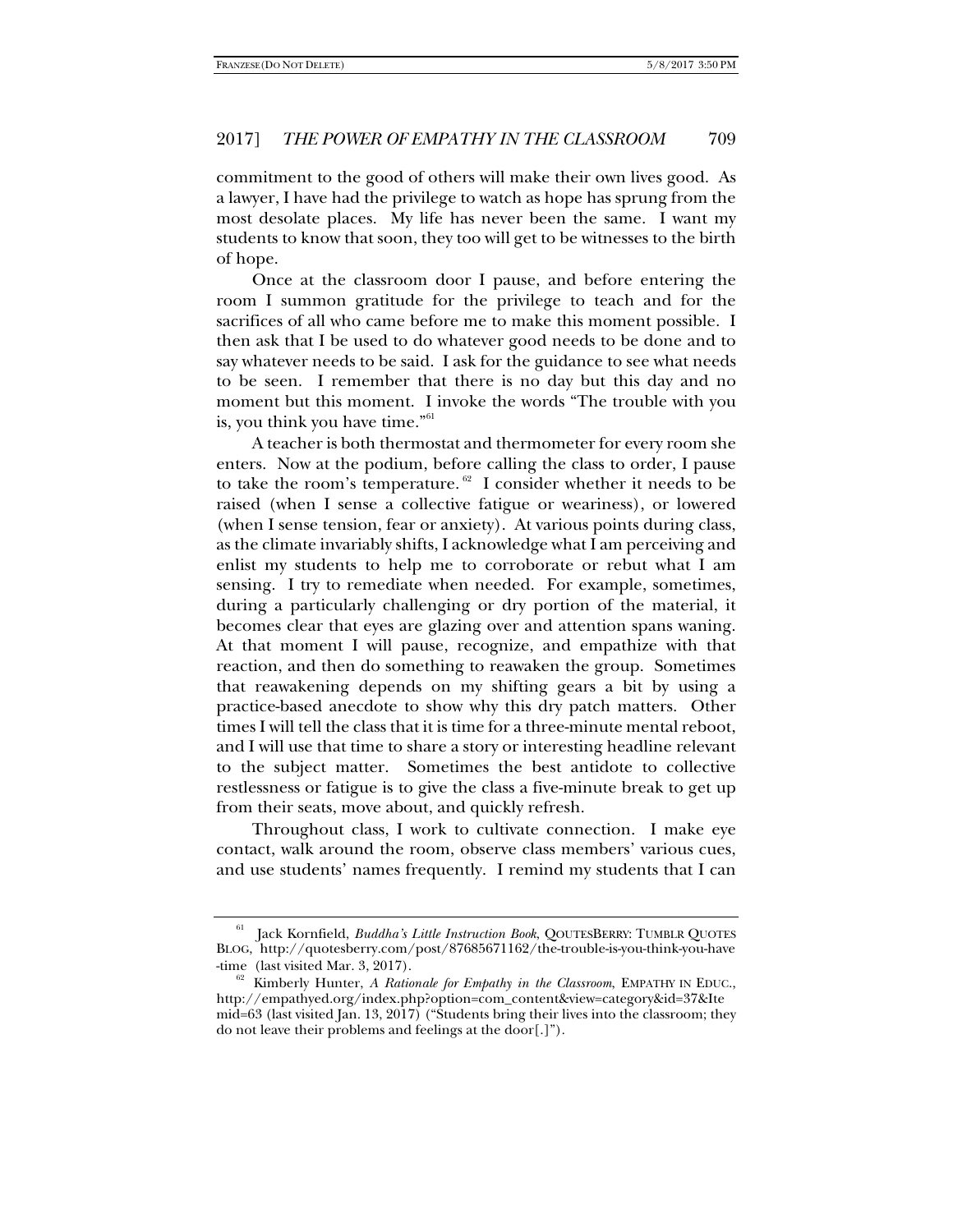commitment to the good of others will make their own lives good. As a lawyer, I have had the privilege to watch as hope has sprung from the most desolate places. My life has never been the same. I want my students to know that soon, they too will get to be witnesses to the birth of hope.

Once at the classroom door I pause, and before entering the room I summon gratitude for the privilege to teach and for the sacrifices of all who came before me to make this moment possible. I then ask that I be used to do whatever good needs to be done and to say whatever needs to be said. I ask for the guidance to see what needs to be seen. I remember that there is no day but this day and no moment but this moment. I invoke the words "The trouble with you is, you think you have time."[61]

A teacher is both thermostat and thermometer for every room she enters. Now at the podium, before calling the class to order, I pause to take the room's temperature.[62] I consider whether it needs to be raised (when I sense a collective fatigue or weariness), or lowered (when I sense tension, fear or anxiety). At various points during class, as the climate invariably shifts, I acknowledge what I am perceiving and enlist my students to help me to corroborate or rebut what I am sensing. I try to remediate when needed. For example, sometimes, during a particularly challenging or dry portion of the material, it becomes clear that eyes are glazing over and attention spans waning. At that moment I will pause, recognize, and empathize with that reaction, and then do something to reawaken the group. Sometimes that reawakening depends on my shifting gears a bit by using a practice-based anecdote to show why this dry patch matters. Other times I will tell the class that it is time for a three-minute mental reboot, and I will use that time to share a story or interesting headline relevant to the subject matter. Sometimes the best antidote to collective restlessness or fatigue is to give the class a five-minute break to get up from their seats, move about, and quickly refresh.

Throughout class, I work to cultivate connection. I make eye contact, walk around the room, observe class members' various cues, and use students' names frequently. I remind my students that I can

---

[61] Jack Kornfield, *Buddha's Little Instruction Book*, QOUTESBERRY: TUMBLR QUOTES BLOG, http://quotesberry.com/post/87685671162/the-trouble-is-you-think-you-have-time (last visited Mar. 3, 2017).

[62] Kimberly Hunter, *A Rationale for Empathy in the Classroom*, EMPATHY IN EDUC., http://empathyed.org/index.php?option=com_content&view=category&id=37&Itemid=63 (last visited Jan. 13, 2017) ("Students bring their lives into the classroom; they do not leave their problems and feelings at the door[.]").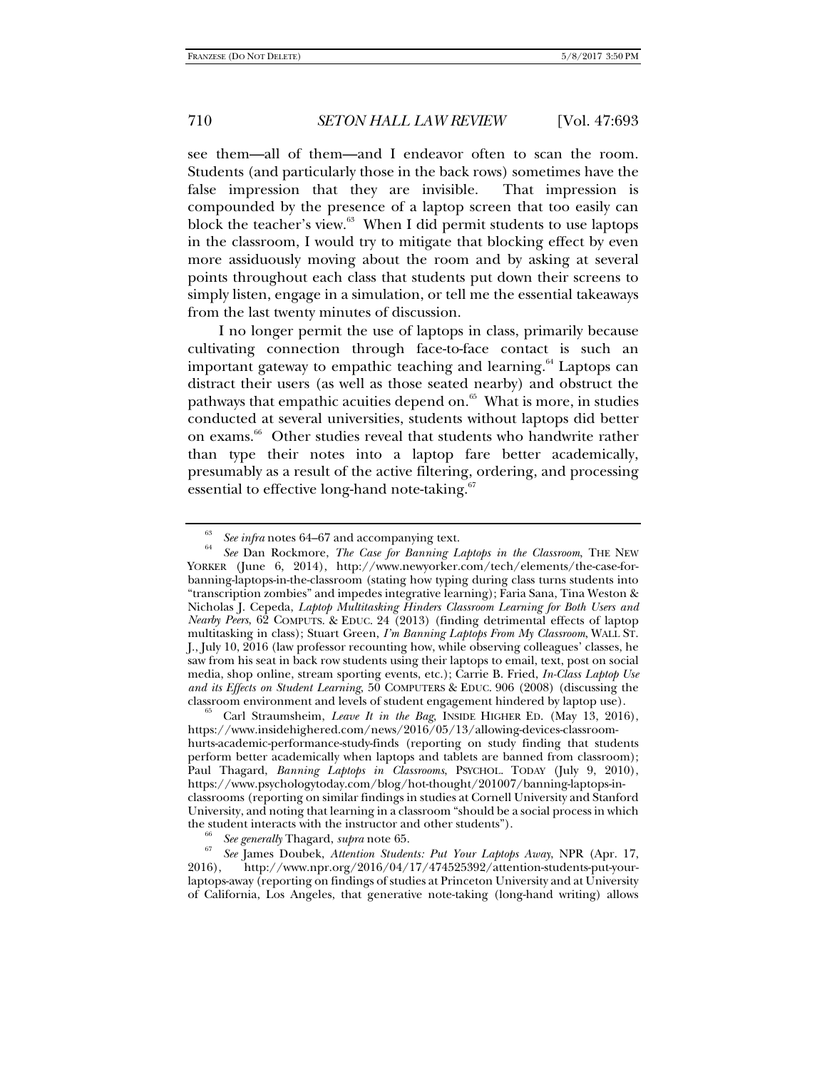see them—all of them—and I endeavor often to scan the room. Students (and particularly those in the back rows) sometimes have the false impression that they are invisible. That impression is compounded by the presence of a laptop screen that too easily can block the teacher's view.[63] When I did permit students to use laptops in the classroom, I would try to mitigate that blocking effect by even more assiduously moving about the room and by asking at several points throughout each class that students put down their screens to simply listen, engage in a simulation, or tell me the essential takeaways from the last twenty minutes of discussion.

I no longer permit the use of laptops in class, primarily because cultivating connection through face-to-face contact is such an important gateway to empathic teaching and learning.[64] Laptops can distract their users (as well as those seated nearby) and obstruct the pathways that empathic acuities depend on.[65] What is more, in studies conducted at several universities, students without laptops did better on exams.[66] Other studies reveal that students who handwrite rather than type their notes into a laptop fare better academically, presumably as a result of the active filtering, ordering, and processing essential to effective long-hand note-taking.[67]

---

[63] *See infra* notes 64–67 and accompanying text.

[64] *See* Dan Rockmore, *The Case for Banning Laptops in the Classroom*, THE NEW YORKER (June 6, 2014), http://www.newyorker.com/tech/elements/the-case-for-banning-laptops-in-the-classroom (stating how typing during class turns students into "transcription zombies" and impedes integrative learning); Faria Sana, Tina Weston & Nicholas J. Cepeda, *Laptop Multitasking Hinders Classroom Learning for Both Users and Nearby Peers*, 62 COMPUTS. & EDUC. 24 (2013) (finding detrimental effects of laptop multitasking in class); Stuart Green, *I'm Banning Laptops From My Classroom*, WALL ST. J., July 10, 2016 (law professor recounting how, while observing colleagues' classes, he saw from his seat in back row students using their laptops to email, text, post on social media, shop online, stream sporting events, etc.); Carrie B. Fried, *In-Class Laptop Use and its Effects on Student Learning*, 50 COMPUTERS & EDUC. 906 (2008) (discussing the classroom environment and levels of student engagement hindered by laptop use).

[65] Carl Straumsheim, *Leave It in the Bag*, INSIDE HIGHER ED. (May 13, 2016), https://www.insidehighered.com/news/2016/05/13/allowing-devices-classroom-hurts-academic-performance-study-finds (reporting on study finding that students perform better academically when laptops and tablets are banned from classroom); Paul Thagard, *Banning Laptops in Classrooms*, PSYCHOL. TODAY (July 9, 2010), https://www.psychologytoday.com/blog/hot-thought/201007/banning-laptops-in-classrooms (reporting on similar findings in studies at Cornell University and Stanford University, and noting that learning in a classroom "should be a social process in which the student interacts with the instructor and other students").

[66] *See generally* Thagard, *supra* note 65.

[67] *See* James Doubek, *Attention Students: Put Your Laptops Away*, NPR (Apr. 17, 2016), http://www.npr.org/2016/04/17/474525392/attention-students-put-your-laptops-away (reporting on findings of studies at Princeton University and at University of California, Los Angeles, that generative note-taking (long-hand writing) allows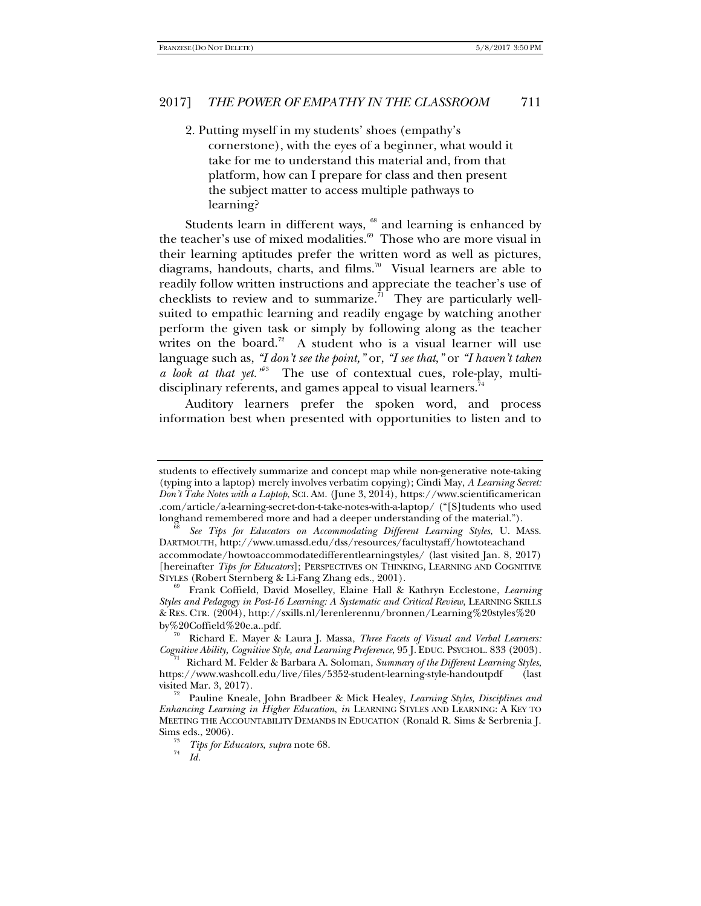2. Putting myself in my students' shoes (empathy's cornerstone), with the eyes of a beginner, what would it take for me to understand this material and, from that platform, how can I prepare for class and then present the subject matter to access multiple pathways to learning?

Students learn in different ways, [68] and learning is enhanced by the teacher's use of mixed modalities.[69] Those who are more visual in their learning aptitudes prefer the written word as well as pictures, diagrams, handouts, charts, and films.[70] Visual learners are able to readily follow written instructions and appreciate the teacher's use of checklists to review and to summarize.[71] They are particularly well-suited to empathic learning and readily engage by watching another perform the given task or simply by following along as the teacher writes on the board.[72] A student who is a visual learner will use language such as, *"I don't see the point,"* or, *"I see that,"* or *"I haven't taken a look at that yet."*[73] The use of contextual cues, role-play, multi-disciplinary referents, and games appeal to visual learners.[74]

Auditory learners prefer the spoken word, and process information best when presented with opportunities to listen and to

---

students to effectively summarize and concept map while non-generative note-taking (typing into a laptop) merely involves verbatim copying); Cindi May, *A Learning Secret: Don't Take Notes with a Laptop*, SCI. AM. (June 3, 2014), https://www.scientificamerican.com/article/a-learning-secret-don-t-take-notes-with-a-laptop/ ("[S]tudents who used longhand remembered more and had a deeper understanding of the material.").

[68] *See Tips for Educators on Accommodating Different Learning Styles*, U. MASS. DARTMOUTH, http://www.umassd.edu/dss/resources/facultystaff/howtoteachand accommodate/howtoaccommodatedifferentlearningstyles/ (last visited Jan. 8, 2017) [hereinafter *Tips for Educators*]; PERSPECTIVES ON THINKING, LEARNING AND COGNITIVE STYLES (Robert Sternberg & Li-Fang Zhang eds., 2001).

[69] Frank Coffield, David Moseley, Elaine Hall & Kathryn Ecclestone, *Learning Styles and Pedagogy in Post-16 Learning: A Systematic and Critical Review*, LEARNING SKILLS & RES. CTR. (2004), http://sxills.nl/lerenlerennu/bronnen/Learning%20styles%20by%20Coffield%20e.a..pdf.

[70] Richard E. Mayer & Laura J. Massa, *Three Facets of Visual and Verbal Learners: Cognitive Ability, Cognitive Style, and Learning Preference*, 95 J. EDUC. PSYCHOL. 833 (2003).

[71] Richard M. Felder & Barbara A. Soloman, *Summary of the Different Learning Styles*, https://www.washcoll.edu/live/files/5352-student-learning-style-handoutpdf (last visited Mar. 3, 2017).

[72] Pauline Kneale, John Bradbeer & Mick Healey, *Learning Styles, Disciplines and Enhancing Learning in Higher Education*, *in* LEARNING STYLES AND LEARNING: A KEY TO MEETING THE ACCOUNTABILITY DEMANDS IN EDUCATION (Ronald R. Sims & Serbrenia J. Sims eds., 2006).

[73] *Tips for Educators*, *supra* note 68.

[74] *Id.*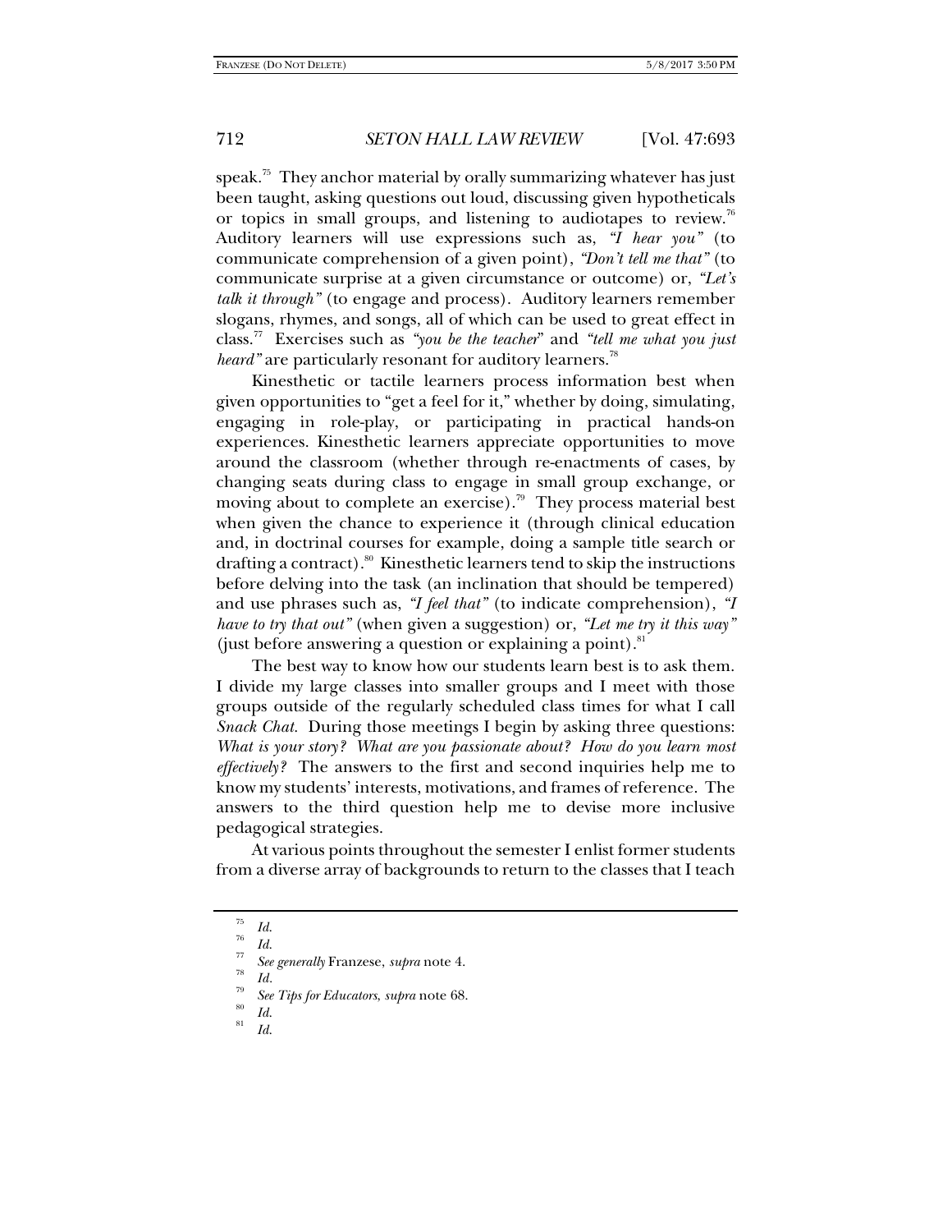speak.[75] They anchor material by orally summarizing whatever has just been taught, asking questions out loud, discussing given hypotheticals or topics in small groups, and listening to audiotapes to review.[76] Auditory learners will use expressions such as, *"I hear you"* (to communicate comprehension of a given point), *"Don't tell me that"* (to communicate surprise at a given circumstance or outcome) or, *"Let's talk it through"* (to engage and process). Auditory learners remember slogans, rhymes, and songs, all of which can be used to great effect in class.[77] Exercises such as *"you be the teacher"* and *"tell me what you just heard"* are particularly resonant for auditory learners.[78]

Kinesthetic or tactile learners process information best when given opportunities to "get a feel for it," whether by doing, simulating, engaging in role-play, or participating in practical hands-on experiences. Kinesthetic learners appreciate opportunities to move around the classroom (whether through re-enactments of cases, by changing seats during class to engage in small group exchange, or moving about to complete an exercise).[79] They process material best when given the chance to experience it (through clinical education and, in doctrinal courses for example, doing a sample title search or drafting a contract).[80] Kinesthetic learners tend to skip the instructions before delving into the task (an inclination that should be tempered) and use phrases such as, *"I feel that"* (to indicate comprehension), *"I have to try that out"* (when given a suggestion) or, *"Let me try it this way"* (just before answering a question or explaining a point).[81]

The best way to know how our students learn best is to ask them. I divide my large classes into smaller groups and I meet with those groups outside of the regularly scheduled class times for what I call *Snack Chat*. During those meetings I begin by asking three questions: *What is your story? What are you passionate about? How do you learn most effectively?* The answers to the first and second inquiries help me to know my students' interests, motivations, and frames of reference. The answers to the third question help me to devise more inclusive pedagogical strategies.

At various points throughout the semester I enlist former students from a diverse array of backgrounds to return to the classes that I teach

---

[75] *Id.*

[76] *Id.*

[77] *See generally* Franzese, *supra* note 4.

[78] *Id.*

[79] *See Tips for Educators*, *supra* note 68.

[80] *Id.*

[81] *Id.*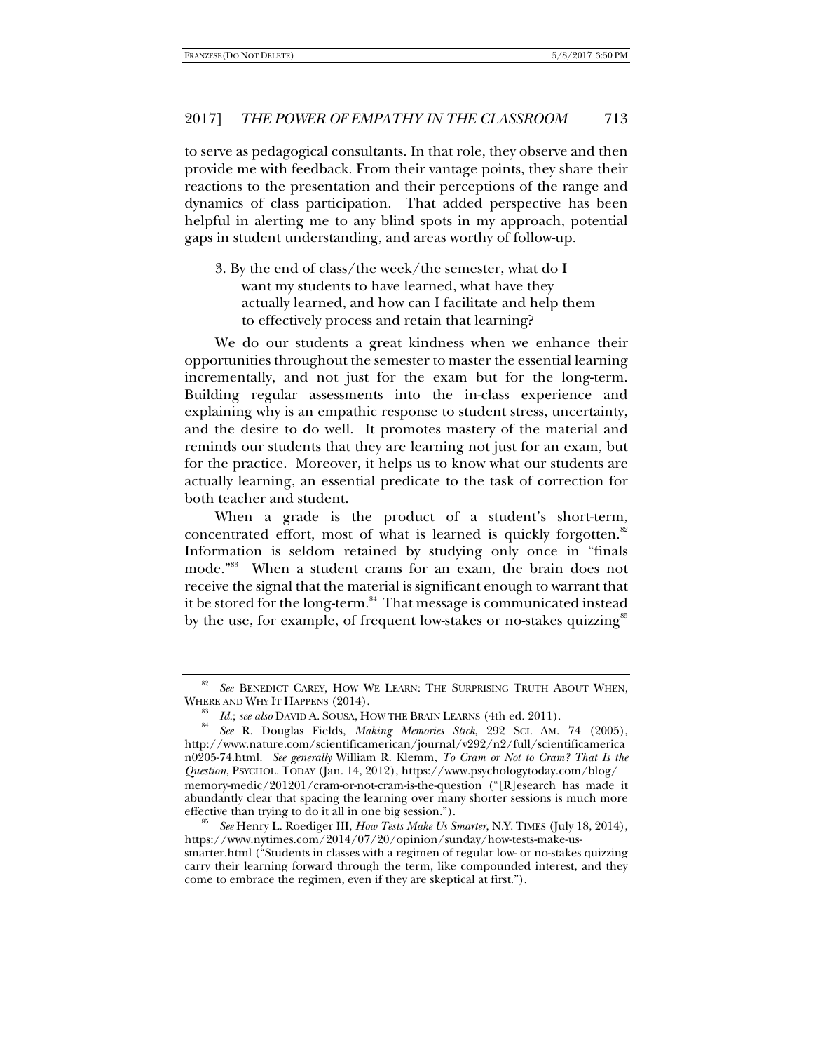to serve as pedagogical consultants. In that role, they observe and then provide me with feedback. From their vantage points, they share their reactions to the presentation and their perceptions of the range and dynamics of class participation. That added perspective has been helpful in alerting me to any blind spots in my approach, potential gaps in student understanding, and areas worthy of follow-up.

> 3. By the end of class/the week/the semester, what do I want my students to have learned, what have they actually learned, and how can I facilitate and help them to effectively process and retain that learning?

We do our students a great kindness when we enhance their opportunities throughout the semester to master the essential learning incrementally, and not just for the exam but for the long-term. Building regular assessments into the in-class experience and explaining why is an empathic response to student stress, uncertainty, and the desire to do well. It promotes mastery of the material and reminds our students that they are learning not just for an exam, but for the practice. Moreover, it helps us to know what our students are actually learning, an essential predicate to the task of correction for both teacher and student.

When a grade is the product of a student's short-term, concentrated effort, most of what is learned is quickly forgotten.[82] Information is seldom retained by studying only once in "finals mode."[83] When a student crams for an exam, the brain does not receive the signal that the material is significant enough to warrant that it be stored for the long-term.[84] That message is communicated instead by the use, for example, of frequent low-stakes or no-stakes quizzing[85]

---

[82] *See* BENEDICT CAREY, HOW WE LEARN: THE SURPRISING TRUTH ABOUT WHEN, WHERE AND WHY IT HAPPENS (2014).

[83] *Id.*; *see also* DAVID A. SOUSA, HOW THE BRAIN LEARNS (4th ed. 2011).

[84] *See* R. Douglas Fields, *Making Memories Stick*, 292 SCI. AM. 74 (2005), http://www.nature.com/scientificamerican/journal/v292/n2/full/scientificamerican0205-74.html. *See generally* William R. Klemm, *To Cram or Not to Cram? That Is the Question*, PSYCHOL. TODAY (Jan. 14, 2012), https://www.psychologytoday.com/blog/memory-medic/201201/cram-or-not-cram-is-the-question ("[R]esearch has made it abundantly clear that spacing the learning over many shorter sessions is much more effective than trying to do it all in one big session.").

[85] *See* Henry L. Roediger III, *How Tests Make Us Smarter*, N.Y. TIMES (July 18, 2014), https://www.nytimes.com/2014/07/20/opinion/sunday/how-tests-make-us-smarter.html ("Students in classes with a regimen of regular low- or no-stakes quizzing carry their learning forward through the term, like compounded interest, and they come to embrace the regimen, even if they are skeptical at first.").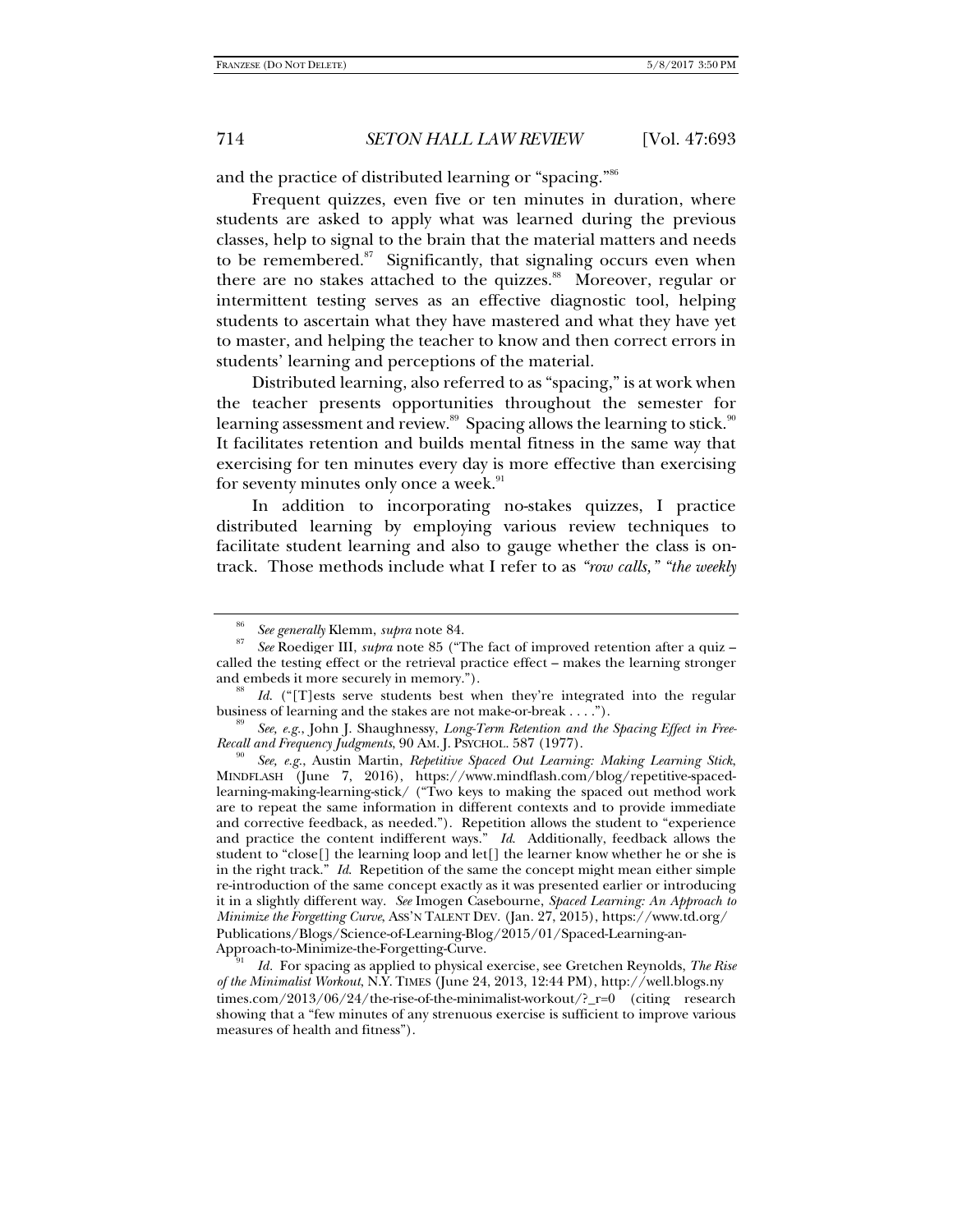and the practice of distributed learning or "spacing."[86]

Frequent quizzes, even five or ten minutes in duration, where students are asked to apply what was learned during the previous classes, help to signal to the brain that the material matters and needs to be remembered.[87] Significantly, that signaling occurs even when there are no stakes attached to the quizzes.[88] Moreover, regular or intermittent testing serves as an effective diagnostic tool, helping students to ascertain what they have mastered and what they have yet to master, and helping the teacher to know and then correct errors in students' learning and perceptions of the material.

Distributed learning, also referred to as "spacing," is at work when the teacher presents opportunities throughout the semester for learning assessment and review.[89] Spacing allows the learning to stick.[90] It facilitates retention and builds mental fitness in the same way that exercising for ten minutes every day is more effective than exercising for seventy minutes only once a week.[91]

In addition to incorporating no-stakes quizzes, I practice distributed learning by employing various review techniques to facilitate student learning and also to gauge whether the class is on-track. Those methods include what I refer to as *"row calls," "the weekly*

---

[86] *See generally* Klemm, *supra* note 84.

[87] *See* Roediger III, *supra* note 85 ("The fact of improved retention after a quiz – called the testing effect or the retrieval practice effect – makes the learning stronger and embeds it more securely in memory.").

[88] *Id.* ("[T]ests serve students best when they're integrated into the regular business of learning and the stakes are not make-or-break . . . .").

[89] *See, e.g.*, John J. Shaughnessy, *Long-Term Retention and the Spacing Effect in Free-Recall and Frequency Judgments*, 90 AM. J. PSYCHOL. 587 (1977).

[90] *See, e.g.*, Austin Martin, *Repetitive Spaced Out Learning: Making Learning Stick*, MINDFLASH (June 7, 2016), https://www.mindflash.com/blog/repetitive-spaced-learning-making-learning-stick/ ("Two keys to making the spaced out method work are to repeat the same information in different contexts and to provide immediate and corrective feedback, as needed."). Repetition allows the student to "experience and practice the content indifferent ways." *Id.* Additionally, feedback allows the student to "close[] the learning loop and let[] the learner know whether he or she is in the right track." *Id.* Repetition of the same concept might mean either simple re-introduction of the same concept exactly as it was presented earlier or introducing it in a slightly different way. *See* Imogen Casebourne, *Spaced Learning: An Approach to Minimize the Forgetting Curve*, ASS'N TALENT DEV. (Jan. 27, 2015), https://www.td.org/Publications/Blogs/Science-of-Learning-Blog/2015/01/Spaced-Learning-an-Approach-to-Minimize-the-Forgetting-Curve.

[91] *Id.* For spacing as applied to physical exercise, see Gretchen Reynolds, *The Rise of the Minimalist Workout*, N.Y. TIMES (June 24, 2013, 12:44 PM), http://well.blogs.nytimes.com/2013/06/24/the-rise-of-the-minimalist-workout/?_r=0 (citing research showing that a "few minutes of any strenuous exercise is sufficient to improve various measures of health and fitness").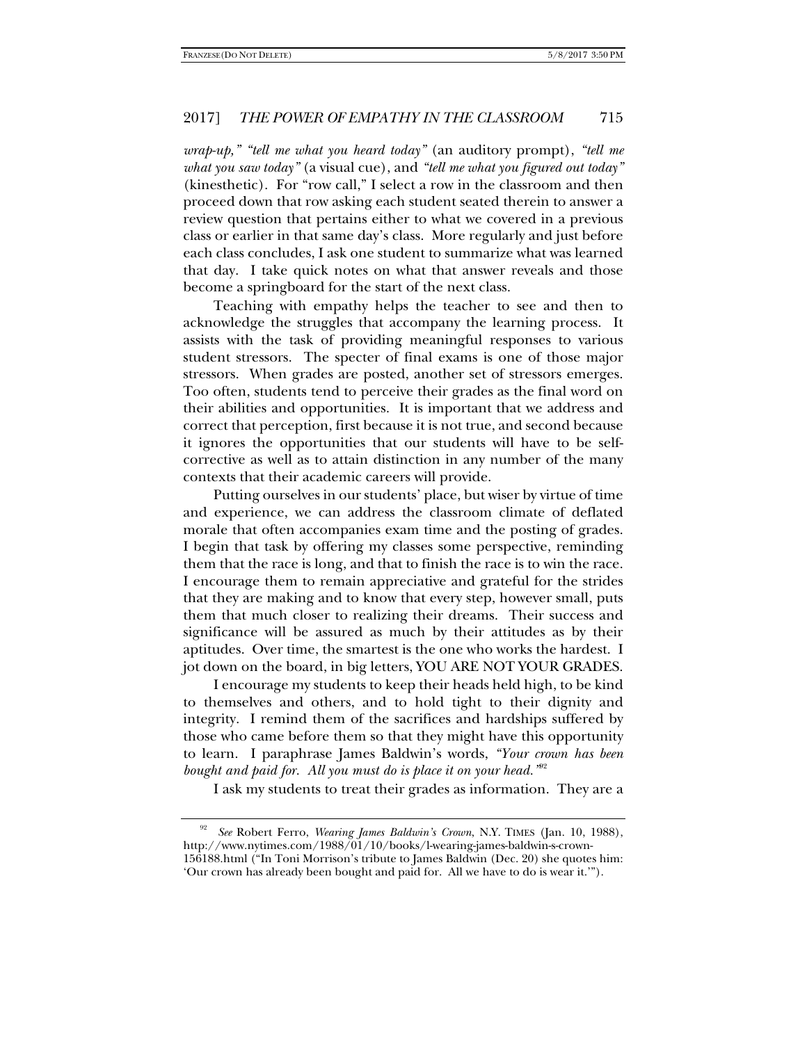*wrap-up,"* *"tell me what you heard today"* (an auditory prompt), *"tell me what you saw today"* (a visual cue), and *"tell me what you figured out today"* (kinesthetic). For "row call," I select a row in the classroom and then proceed down that row asking each student seated therein to answer a review question that pertains either to what we covered in a previous class or earlier in that same day's class. More regularly and just before each class concludes, I ask one student to summarize what was learned that day. I take quick notes on what that answer reveals and those become a springboard for the start of the next class.

Teaching with empathy helps the teacher to see and then to acknowledge the struggles that accompany the learning process. It assists with the task of providing meaningful responses to various student stressors. The specter of final exams is one of those major stressors. When grades are posted, another set of stressors emerges. Too often, students tend to perceive their grades as the final word on their abilities and opportunities. It is important that we address and correct that perception, first because it is not true, and second because it ignores the opportunities that our students will have to be self-corrective as well as to attain distinction in any number of the many contexts that their academic careers will provide.

Putting ourselves in our students' place, but wiser by virtue of time and experience, we can address the classroom climate of deflated morale that often accompanies exam time and the posting of grades. I begin that task by offering my classes some perspective, reminding them that the race is long, and that to finish the race is to win the race. I encourage them to remain appreciative and grateful for the strides that they are making and to know that every step, however small, puts them that much closer to realizing their dreams. Their success and significance will be assured as much by their attitudes as by their aptitudes. Over time, the smartest is the one who works the hardest. I jot down on the board, in big letters, YOU ARE NOT YOUR GRADES.

I encourage my students to keep their heads held high, to be kind to themselves and others, and to hold tight to their dignity and integrity. I remind them of the sacrifices and hardships suffered by those who came before them so that they might have this opportunity to learn. I paraphrase James Baldwin's words, *"Your crown has been bought and paid for. All you must do is place it on your head."*[92]

I ask my students to treat their grades as information. They are a

---

[92] *See* Robert Ferro, *Wearing James Baldwin's Crown*, N.Y. TIMES (Jan. 10, 1988), http://www.nytimes.com/1988/01/10/books/l-wearing-james-baldwin-s-crown-156188.html ("In Toni Morrison's tribute to James Baldwin (Dec. 20) she quotes him: 'Our crown has already been bought and paid for. All we have to do is wear it.'").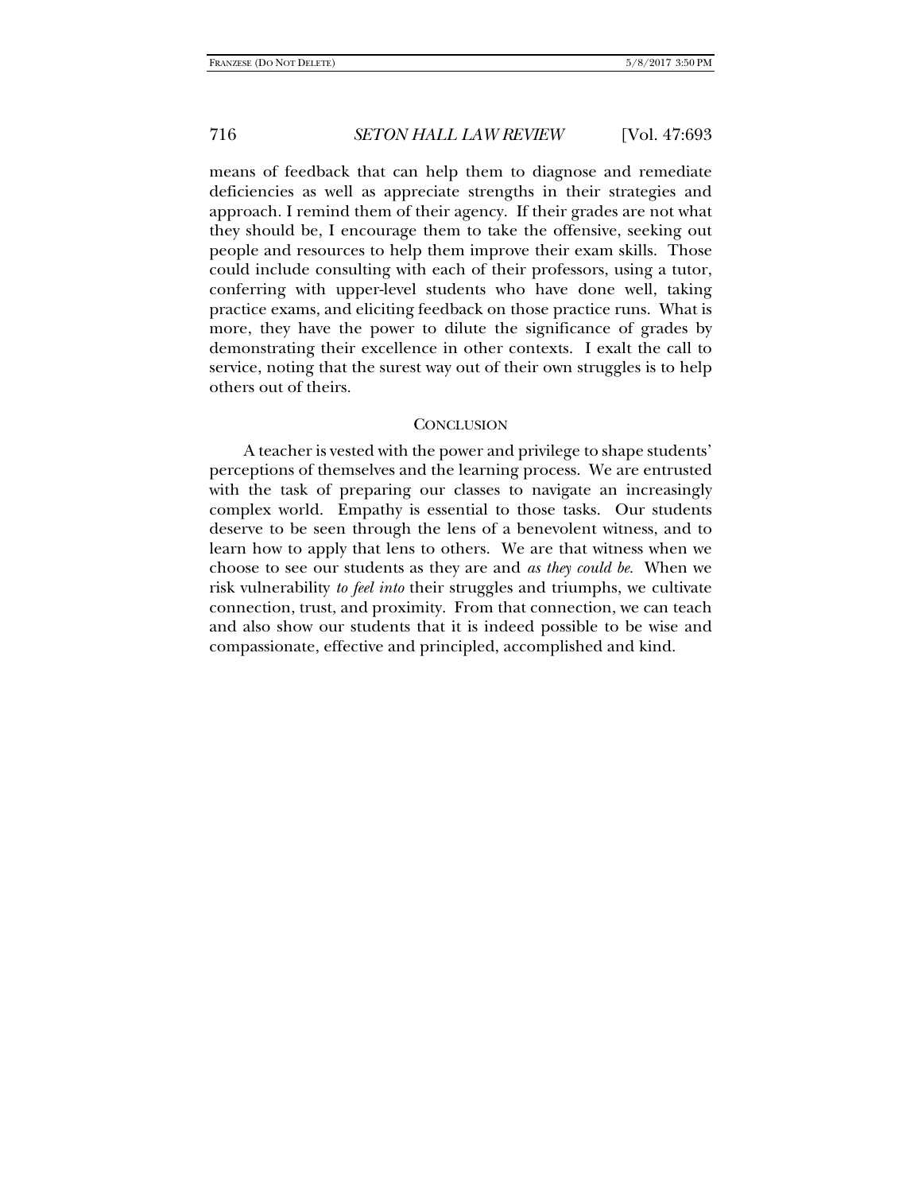means of feedback that can help them to diagnose and remediate deficiencies as well as appreciate strengths in their strategies and approach. I remind them of their agency. If their grades are not what they should be, I encourage them to take the offensive, seeking out people and resources to help them improve their exam skills. Those could include consulting with each of their professors, using a tutor, conferring with upper-level students who have done well, taking practice exams, and eliciting feedback on those practice runs. What is more, they have the power to dilute the significance of grades by demonstrating their excellence in other contexts. I exalt the call to service, noting that the surest way out of their own struggles is to help others out of theirs.

## CONCLUSION

A teacher is vested with the power and privilege to shape students' perceptions of themselves and the learning process. We are entrusted with the task of preparing our classes to navigate an increasingly complex world. Empathy is essential to those tasks. Our students deserve to be seen through the lens of a benevolent witness, and to learn how to apply that lens to others. We are that witness when we choose to see our students as they are and *as they could be.* When we risk vulnerability *to feel into* their struggles and triumphs, we cultivate connection, trust, and proximity. From that connection, we can teach and also show our students that it is indeed possible to be wise and compassionate, effective and principled, accomplished and kind.